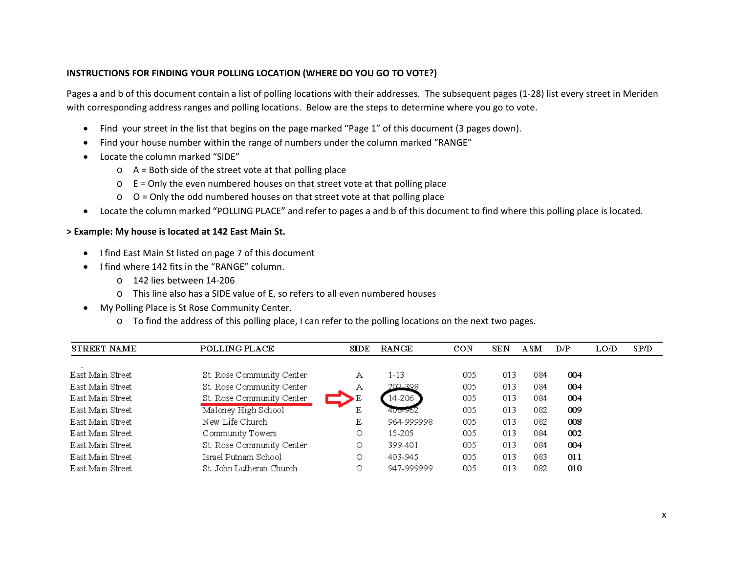**INSTRUCTIONS FOR FINDING YOUR POLLING LOCATION (WHERE DO YOU GO TO VOTE?)**

Pages a and b of this document contain a list of polling locations with their addresses. The subsequent pages (1-28) list every street in Meriden with corresponding address ranges and polling locations. Below are the steps to determine where you go to vote.

- Find your street in the list that begins on the page marked "Page 1" of this document (3 pages down).
- Find your house number within the range of numbers under the column marked "RANGE"
- Locate the column marked "SIDE"
  - A = Both side of the street vote at that polling place
  - E = Only the even numbered houses on that street vote at that polling place
  - O = Only the odd numbered houses on that street vote at that polling place
- Locate the column marked "POLLING PLACE" and refer to pages a and b of this document to find where this polling place is located.

**> Example: My house is located at 142 East Main St.**

- I find East Main St listed on page 7 of this document
- I find where 142 fits in the "RANGE" column.
  - 142 lies between 14-206
  - This line also has a SIDE value of E, so refers to all even numbered houses
- My Polling Place is St Rose Community Center.
  - To find the address of this polling place, I can refer to the polling locations on the next two pages.

| STREET NAME | POLLING PLACE | SIDE | RANGE | CON | SEN | ASM | D/P | LO/D | SP/D |
|---|---|---|---|---|---|---|---|---|---|
| East Main Street | St. Rose Community Center | A | 1-13 | 005 | 013 | 084 | 004 | | |
| East Main Street | St. Rose Community Center | A | 207-398 | 005 | 013 | 084 | 004 | | |
| East Main Street | St. Rose Community Center | E | 14-206 | 005 | 013 | 084 | 004 | | |
| East Main Street | Maloney High School | E | 400-962 | 005 | 013 | 082 | 009 | | |
| East Main Street | New Life Church | E | 964-999998 | 005 | 013 | 082 | 008 | | |
| East Main Street | Community Towers | O | 15-205 | 005 | 013 | 084 | 002 | | |
| East Main Street | St. Rose Community Center | O | 399-401 | 005 | 013 | 084 | 004 | | |
| East Main Street | Israel Putnam School | O | 403-945 | 005 | 013 | 083 | 011 | | |
| East Main Street | St. John Lutheran Church | O | 947-999999 | 005 | 013 | 082 | 010 | | |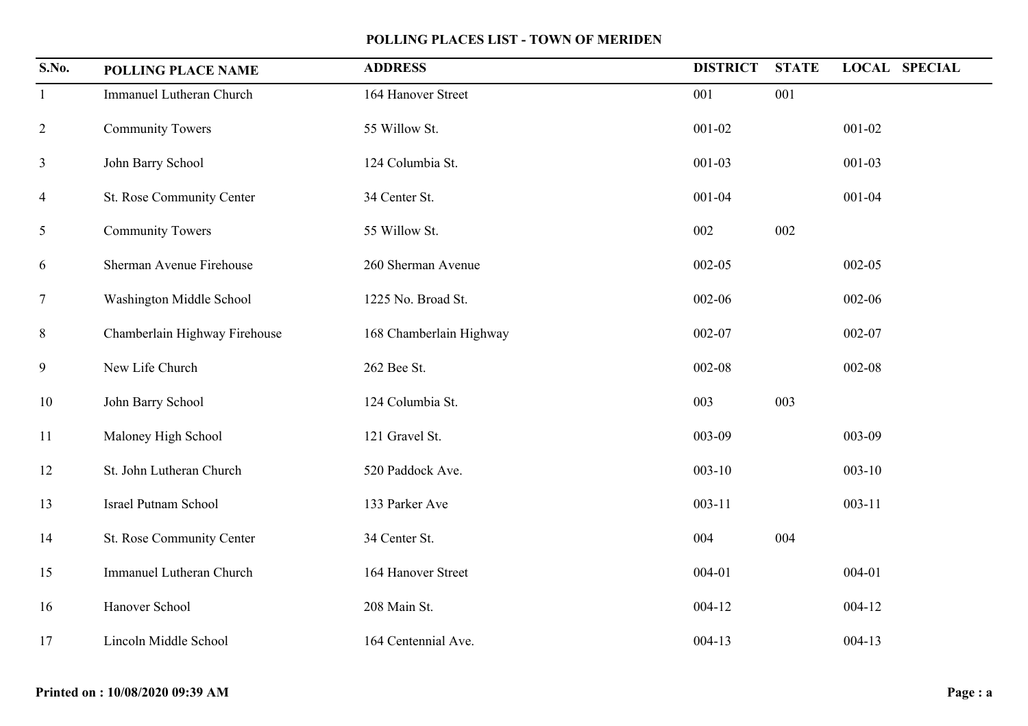**POLLING PLACES LIST - TOWN OF MERIDEN**

| S.No. | POLLING PLACE NAME | ADDRESS | DISTRICT | STATE | LOCAL | SPECIAL |
|---|---|---|---|---|---|---|
| 1 | Immanuel Lutheran Church | 164 Hanover Street | 001 | 001 | | |
| 2 | Community Towers | 55 Willow St. | 001-02 | | 001-02 | |
| 3 | John Barry School | 124 Columbia St. | 001-03 | | 001-03 | |
| 4 | St. Rose Community Center | 34 Center St. | 001-04 | | 001-04 | |
| 5 | Community Towers | 55 Willow St. | 002 | 002 | | |
| 6 | Sherman Avenue Firehouse | 260 Sherman Avenue | 002-05 | | 002-05 | |
| 7 | Washington Middle School | 1225 No. Broad St. | 002-06 | | 002-06 | |
| 8 | Chamberlain Highway Firehouse | 168 Chamberlain Highway | 002-07 | | 002-07 | |
| 9 | New Life Church | 262 Bee St. | 002-08 | | 002-08 | |
| 10 | John Barry School | 124 Columbia St. | 003 | 003 | | |
| 11 | Maloney High School | 121 Gravel St. | 003-09 | | 003-09 | |
| 12 | St. John Lutheran Church | 520 Paddock Ave. | 003-10 | | 003-10 | |
| 13 | Israel Putnam School | 133 Parker Ave | 003-11 | | 003-11 | |
| 14 | St. Rose Community Center | 34 Center St. | 004 | 004 | | |
| 15 | Immanuel Lutheran Church | 164 Hanover Street | 004-01 | | 004-01 | |
| 16 | Hanover School | 208 Main St. | 004-12 | | 004-12 | |
| 17 | Lincoln Middle School | 164 Centennial Ave. | 004-13 | | 004-13 | |

**Printed on : 10/08/2020 09:39 AM**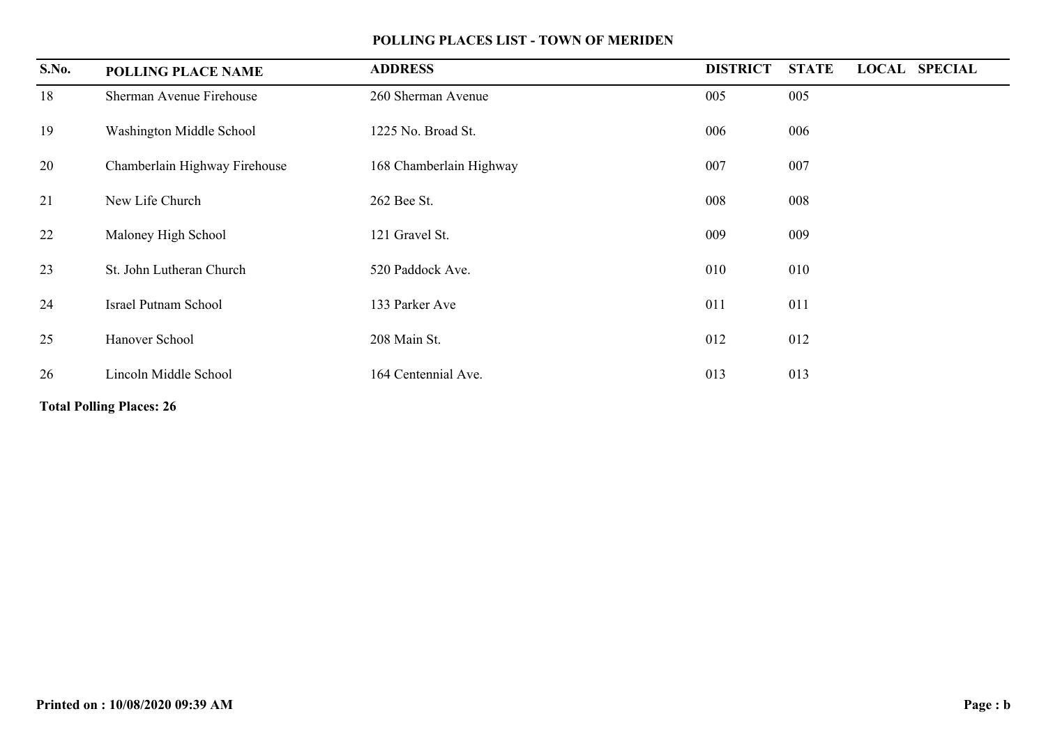**POLLING PLACES LIST - TOWN OF MERIDEN**

| S.No. | POLLING PLACE NAME | ADDRESS | DISTRICT | STATE | LOCAL | SPECIAL |
|---|---|---|---|---|---|---|
| 18 | Sherman Avenue Firehouse | 260 Sherman Avenue | 005 | 005 | | |
| 19 | Washington Middle School | 1225 No. Broad St. | 006 | 006 | | |
| 20 | Chamberlain Highway Firehouse | 168 Chamberlain Highway | 007 | 007 | | |
| 21 | New Life Church | 262 Bee St. | 008 | 008 | | |
| 22 | Maloney High School | 121 Gravel St. | 009 | 009 | | |
| 23 | St. John Lutheran Church | 520 Paddock Ave. | 010 | 010 | | |
| 24 | Israel Putnam School | 133 Parker Ave | 011 | 011 | | |
| 25 | Hanover School | 208 Main St. | 012 | 012 | | |
| 26 | Lincoln Middle School | 164 Centennial Ave. | 013 | 013 | | |

**Total Polling Places: 26**

**Printed on : 10/08/2020 09:39 AM**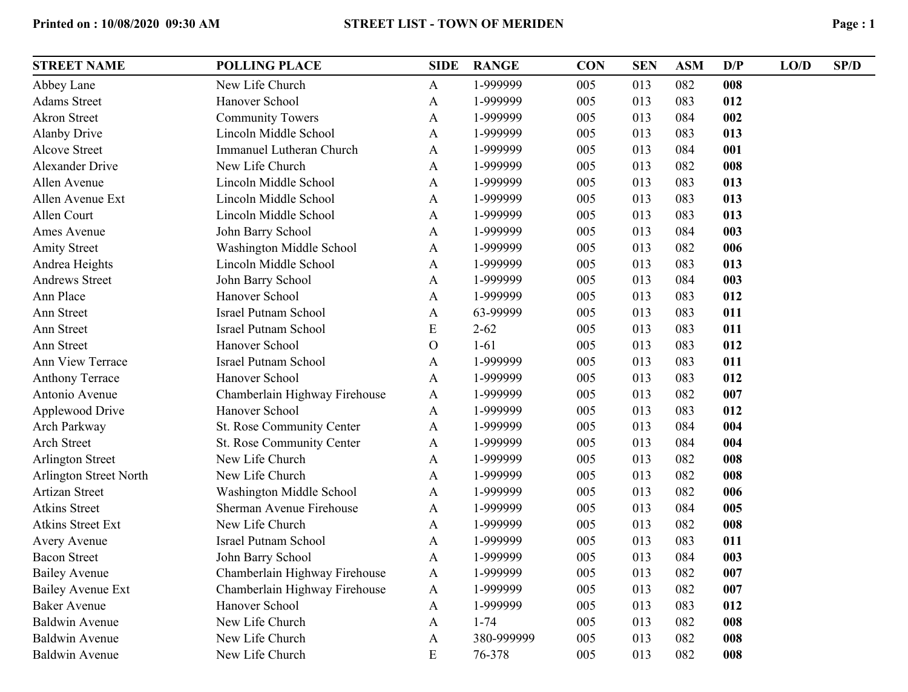# STREET LIST - TOWN OF MERIDEN

Printed on : 10/08/2020 09:30 AM

| STREET NAME | POLLING PLACE | SIDE | RANGE | CON | SEN | ASM | D/P | LO/D | SP/D |
|---|---|---|---|---|---|---|---|---|---|
| Abbey Lane | New Life Church | A | 1-999999 | 005 | 013 | 082 | **008** | | |
| Adams Street | Hanover School | A | 1-999999 | 005 | 013 | 083 | **012** | | |
| Akron Street | Community Towers | A | 1-999999 | 005 | 013 | 084 | **002** | | |
| Alanby Drive | Lincoln Middle School | A | 1-999999 | 005 | 013 | 083 | **013** | | |
| Alcove Street | Immanuel Lutheran Church | A | 1-999999 | 005 | 013 | 084 | **001** | | |
| Alexander Drive | New Life Church | A | 1-999999 | 005 | 013 | 082 | **008** | | |
| Allen Avenue | Lincoln Middle School | A | 1-999999 | 005 | 013 | 083 | **013** | | |
| Allen Avenue Ext | Lincoln Middle School | A | 1-999999 | 005 | 013 | 083 | **013** | | |
| Allen Court | Lincoln Middle School | A | 1-999999 | 005 | 013 | 083 | **013** | | |
| Ames Avenue | John Barry School | A | 1-999999 | 005 | 013 | 084 | **003** | | |
| Amity Street | Washington Middle School | A | 1-999999 | 005 | 013 | 082 | **006** | | |
| Andrea Heights | Lincoln Middle School | A | 1-999999 | 005 | 013 | 083 | **013** | | |
| Andrews Street | John Barry School | A | 1-999999 | 005 | 013 | 084 | **003** | | |
| Ann Place | Hanover School | A | 1-999999 | 005 | 013 | 083 | **012** | | |
| Ann Street | Israel Putnam School | A | 63-99999 | 005 | 013 | 083 | **011** | | |
| Ann Street | Israel Putnam School | E | 2-62 | 005 | 013 | 083 | **011** | | |
| Ann Street | Hanover School | O | 1-61 | 005 | 013 | 083 | **012** | | |
| Ann View Terrace | Israel Putnam School | A | 1-999999 | 005 | 013 | 083 | **011** | | |
| Anthony Terrace | Hanover School | A | 1-999999 | 005 | 013 | 083 | **012** | | |
| Antonio Avenue | Chamberlain Highway Firehouse | A | 1-999999 | 005 | 013 | 082 | **007** | | |
| Applewood Drive | Hanover School | A | 1-999999 | 005 | 013 | 083 | **012** | | |
| Arch Parkway | St. Rose Community Center | A | 1-999999 | 005 | 013 | 084 | **004** | | |
| Arch Street | St. Rose Community Center | A | 1-999999 | 005 | 013 | 084 | **004** | | |
| Arlington Street | New Life Church | A | 1-999999 | 005 | 013 | 082 | **008** | | |
| Arlington Street North | New Life Church | A | 1-999999 | 005 | 013 | 082 | **008** | | |
| Artizan Street | Washington Middle School | A | 1-999999 | 005 | 013 | 082 | **006** | | |
| Atkins Street | Sherman Avenue Firehouse | A | 1-999999 | 005 | 013 | 084 | **005** | | |
| Atkins Street Ext | New Life Church | A | 1-999999 | 005 | 013 | 082 | **008** | | |
| Avery Avenue | Israel Putnam School | A | 1-999999 | 005 | 013 | 083 | **011** | | |
| Bacon Street | John Barry School | A | 1-999999 | 005 | 013 | 084 | **003** | | |
| Bailey Avenue | Chamberlain Highway Firehouse | A | 1-999999 | 005 | 013 | 082 | **007** | | |
| Bailey Avenue Ext | Chamberlain Highway Firehouse | A | 1-999999 | 005 | 013 | 082 | **007** | | |
| Baker Avenue | Hanover School | A | 1-999999 | 005 | 013 | 083 | **012** | | |
| Baldwin Avenue | New Life Church | A | 1-74 | 005 | 013 | 082 | **008** | | |
| Baldwin Avenue | New Life Church | A | 380-999999 | 005 | 013 | 082 | **008** | | |
| Baldwin Avenue | New Life Church | E | 76-378 | 005 | 013 | 082 | **008** | | |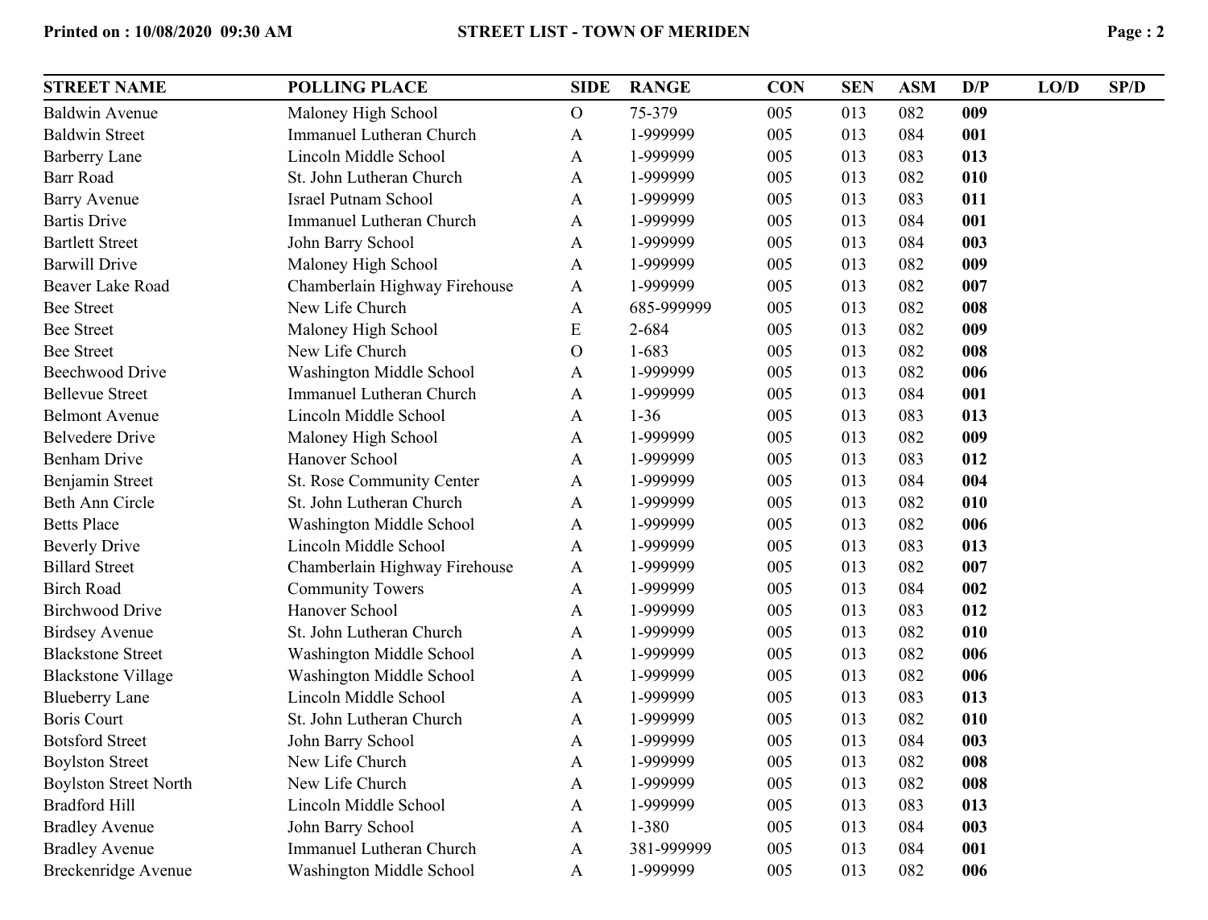| STREET NAME | POLLING PLACE | SIDE | RANGE | CON | SEN | ASM | D/P | LO/D | SP/D |
|---|---|---|---|---|---|---|---|---|---|
| Baldwin Avenue | Maloney High School | O | 75-379 | 005 | 013 | 082 | **009** | | |
| Baldwin Street | Immanuel Lutheran Church | A | 1-999999 | 005 | 013 | 084 | **001** | | |
| Barberry Lane | Lincoln Middle School | A | 1-999999 | 005 | 013 | 083 | **013** | | |
| Barr Road | St. John Lutheran Church | A | 1-999999 | 005 | 013 | 082 | **010** | | |
| Barry Avenue | Israel Putnam School | A | 1-999999 | 005 | 013 | 083 | **011** | | |
| Bartis Drive | Immanuel Lutheran Church | A | 1-999999 | 005 | 013 | 084 | **001** | | |
| Bartlett Street | John Barry School | A | 1-999999 | 005 | 013 | 084 | **003** | | |
| Barwill Drive | Maloney High School | A | 1-999999 | 005 | 013 | 082 | **009** | | |
| Beaver Lake Road | Chamberlain Highway Firehouse | A | 1-999999 | 005 | 013 | 082 | **007** | | |
| Bee Street | New Life Church | A | 685-999999 | 005 | 013 | 082 | **008** | | |
| Bee Street | Maloney High School | E | 2-684 | 005 | 013 | 082 | **009** | | |
| Bee Street | New Life Church | O | 1-683 | 005 | 013 | 082 | **008** | | |
| Beechwood Drive | Washington Middle School | A | 1-999999 | 005 | 013 | 082 | **006** | | |
| Bellevue Street | Immanuel Lutheran Church | A | 1-999999 | 005 | 013 | 084 | **001** | | |
| Belmont Avenue | Lincoln Middle School | A | 1-36 | 005 | 013 | 083 | **013** | | |
| Belvedere Drive | Maloney High School | A | 1-999999 | 005 | 013 | 082 | **009** | | |
| Benham Drive | Hanover School | A | 1-999999 | 005 | 013 | 083 | **012** | | |
| Benjamin Street | St. Rose Community Center | A | 1-999999 | 005 | 013 | 084 | **004** | | |
| Beth Ann Circle | St. John Lutheran Church | A | 1-999999 | 005 | 013 | 082 | **010** | | |
| Betts Place | Washington Middle School | A | 1-999999 | 005 | 013 | 082 | **006** | | |
| Beverly Drive | Lincoln Middle School | A | 1-999999 | 005 | 013 | 083 | **013** | | |
| Billard Street | Chamberlain Highway Firehouse | A | 1-999999 | 005 | 013 | 082 | **007** | | |
| Birch Road | Community Towers | A | 1-999999 | 005 | 013 | 084 | **002** | | |
| Birchwood Drive | Hanover School | A | 1-999999 | 005 | 013 | 083 | **012** | | |
| Birdsey Avenue | St. John Lutheran Church | A | 1-999999 | 005 | 013 | 082 | **010** | | |
| Blackstone Street | Washington Middle School | A | 1-999999 | 005 | 013 | 082 | **006** | | |
| Blackstone Village | Washington Middle School | A | 1-999999 | 005 | 013 | 082 | **006** | | |
| Blueberry Lane | Lincoln Middle School | A | 1-999999 | 005 | 013 | 083 | **013** | | |
| Boris Court | St. John Lutheran Church | A | 1-999999 | 005 | 013 | 082 | **010** | | |
| Botsford Street | John Barry School | A | 1-999999 | 005 | 013 | 084 | **003** | | |
| Boylston Street | New Life Church | A | 1-999999 | 005 | 013 | 082 | **008** | | |
| Boylston Street North | New Life Church | A | 1-999999 | 005 | 013 | 082 | **008** | | |
| Bradford Hill | Lincoln Middle School | A | 1-999999 | 005 | 013 | 083 | **013** | | |
| Bradley Avenue | John Barry School | A | 1-380 | 005 | 013 | 084 | **003** | | |
| Bradley Avenue | Immanuel Lutheran Church | A | 381-999999 | 005 | 013 | 084 | **001** | | |
| Breckenridge Avenue | Washington Middle School | A | 1-999999 | 005 | 013 | 082 | **006** | | |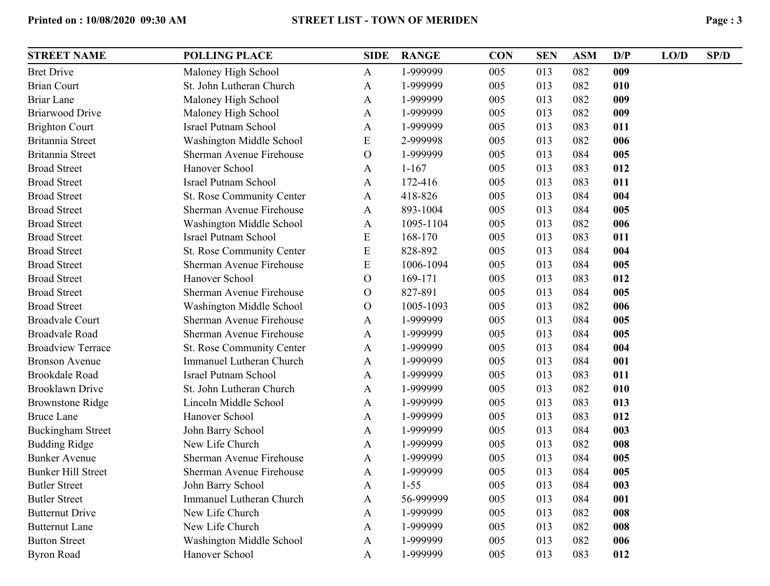| STREET NAME | POLLING PLACE | SIDE | RANGE | CON | SEN | ASM | D/P | LO/D | SP/D |
|---|---|---|---|---|---|---|---|---|---|
| Bret Drive | Maloney High School | A | 1-999999 | 005 | 013 | 082 | **009** | | |
| Brian Court | St. John Lutheran Church | A | 1-999999 | 005 | 013 | 082 | **010** | | |
| Briar Lane | Maloney High School | A | 1-999999 | 005 | 013 | 082 | **009** | | |
| Briarwood Drive | Maloney High School | A | 1-999999 | 005 | 013 | 082 | **009** | | |
| Brighton Court | Israel Putnam School | A | 1-999999 | 005 | 013 | 083 | **011** | | |
| Britannia Street | Washington Middle School | E | 2-999998 | 005 | 013 | 082 | **006** | | |
| Britannia Street | Sherman Avenue Firehouse | O | 1-999999 | 005 | 013 | 084 | **005** | | |
| Broad Street | Hanover School | A | 1-167 | 005 | 013 | 083 | **012** | | |
| Broad Street | Israel Putnam School | A | 172-416 | 005 | 013 | 083 | **011** | | |
| Broad Street | St. Rose Community Center | A | 418-826 | 005 | 013 | 084 | **004** | | |
| Broad Street | Sherman Avenue Firehouse | A | 893-1004 | 005 | 013 | 084 | **005** | | |
| Broad Street | Washington Middle School | A | 1095-1104 | 005 | 013 | 082 | **006** | | |
| Broad Street | Israel Putnam School | E | 168-170 | 005 | 013 | 083 | **011** | | |
| Broad Street | St. Rose Community Center | E | 828-892 | 005 | 013 | 084 | **004** | | |
| Broad Street | Sherman Avenue Firehouse | E | 1006-1094 | 005 | 013 | 084 | **005** | | |
| Broad Street | Hanover School | O | 169-171 | 005 | 013 | 083 | **012** | | |
| Broad Street | Sherman Avenue Firehouse | O | 827-891 | 005 | 013 | 084 | **005** | | |
| Broad Street | Washington Middle School | O | 1005-1093 | 005 | 013 | 082 | **006** | | |
| Broadvale Court | Sherman Avenue Firehouse | A | 1-999999 | 005 | 013 | 084 | **005** | | |
| Broadvale Road | Sherman Avenue Firehouse | A | 1-999999 | 005 | 013 | 084 | **005** | | |
| Broadview Terrace | St. Rose Community Center | A | 1-999999 | 005 | 013 | 084 | **004** | | |
| Bronson Avenue | Immanuel Lutheran Church | A | 1-999999 | 005 | 013 | 084 | **001** | | |
| Brookdale Road | Israel Putnam School | A | 1-999999 | 005 | 013 | 083 | **011** | | |
| Brooklawn Drive | St. John Lutheran Church | A | 1-999999 | 005 | 013 | 082 | **010** | | |
| Brownstone Ridge | Lincoln Middle School | A | 1-999999 | 005 | 013 | 083 | **013** | | |
| Bruce Lane | Hanover School | A | 1-999999 | 005 | 013 | 083 | **012** | | |
| Buckingham Street | John Barry School | A | 1-999999 | 005 | 013 | 084 | **003** | | |
| Budding Ridge | New Life Church | A | 1-999999 | 005 | 013 | 082 | **008** | | |
| Bunker Avenue | Sherman Avenue Firehouse | A | 1-999999 | 005 | 013 | 084 | **005** | | |
| Bunker Hill Street | Sherman Avenue Firehouse | A | 1-999999 | 005 | 013 | 084 | **005** | | |
| Butler Street | John Barry School | A | 1-55 | 005 | 013 | 084 | **003** | | |
| Butler Street | Immanuel Lutheran Church | A | 56-999999 | 005 | 013 | 084 | **001** | | |
| Butternut Drive | New Life Church | A | 1-999999 | 005 | 013 | 082 | **008** | | |
| Butternut Lane | New Life Church | A | 1-999999 | 005 | 013 | 082 | **008** | | |
| Button Street | Washington Middle School | A | 1-999999 | 005 | 013 | 082 | **006** | | |
| Byron Road | Hanover School | A | 1-999999 | 005 | 013 | 083 | **012** | | |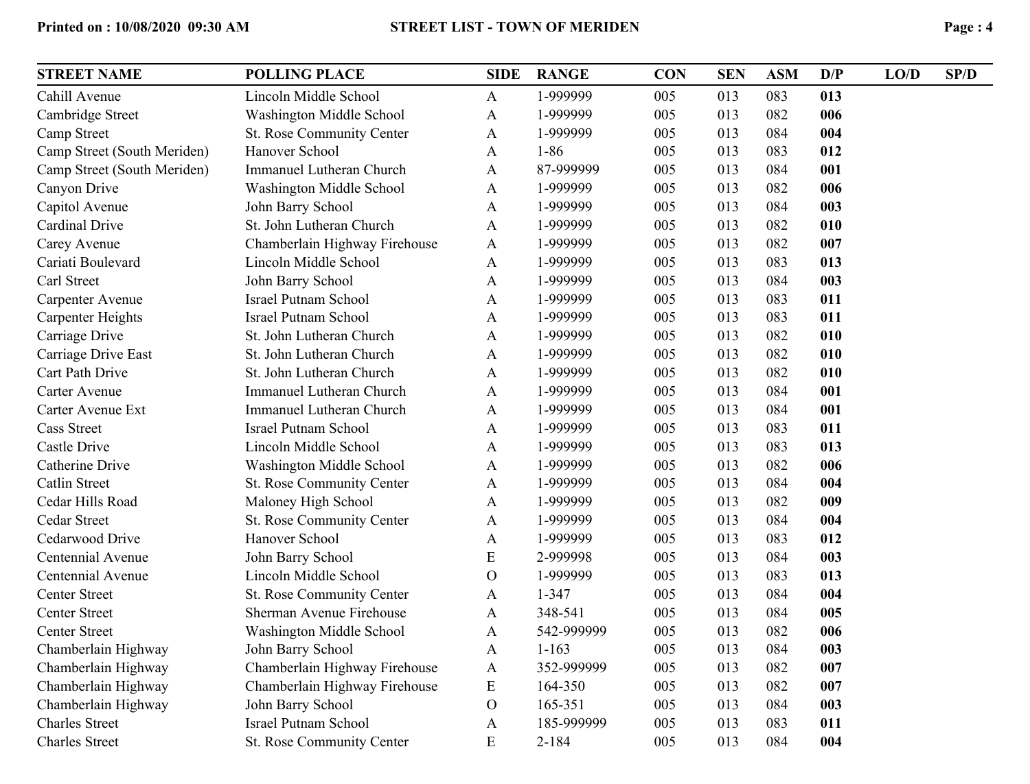| STREET NAME | POLLING PLACE | SIDE | RANGE | CON | SEN | ASM | D/P | LO/D | SP/D |
|---|---|---|---|---|---|---|---|---|---|
| Cahill Avenue | Lincoln Middle School | A | 1-999999 | 005 | 013 | 083 | **013** | | |
| Cambridge Street | Washington Middle School | A | 1-999999 | 005 | 013 | 082 | **006** | | |
| Camp Street | St. Rose Community Center | A | 1-999999 | 005 | 013 | 084 | **004** | | |
| Camp Street (South Meriden) | Hanover School | A | 1-86 | 005 | 013 | 083 | **012** | | |
| Camp Street (South Meriden) | Immanuel Lutheran Church | A | 87-999999 | 005 | 013 | 084 | **001** | | |
| Canyon Drive | Washington Middle School | A | 1-999999 | 005 | 013 | 082 | **006** | | |
| Capitol Avenue | John Barry School | A | 1-999999 | 005 | 013 | 084 | **003** | | |
| Cardinal Drive | St. John Lutheran Church | A | 1-999999 | 005 | 013 | 082 | **010** | | |
| Carey Avenue | Chamberlain Highway Firehouse | A | 1-999999 | 005 | 013 | 082 | **007** | | |
| Cariati Boulevard | Lincoln Middle School | A | 1-999999 | 005 | 013 | 083 | **013** | | |
| Carl Street | John Barry School | A | 1-999999 | 005 | 013 | 084 | **003** | | |
| Carpenter Avenue | Israel Putnam School | A | 1-999999 | 005 | 013 | 083 | **011** | | |
| Carpenter Heights | Israel Putnam School | A | 1-999999 | 005 | 013 | 083 | **011** | | |
| Carriage Drive | St. John Lutheran Church | A | 1-999999 | 005 | 013 | 082 | **010** | | |
| Carriage Drive East | St. John Lutheran Church | A | 1-999999 | 005 | 013 | 082 | **010** | | |
| Cart Path Drive | St. John Lutheran Church | A | 1-999999 | 005 | 013 | 082 | **010** | | |
| Carter Avenue | Immanuel Lutheran Church | A | 1-999999 | 005 | 013 | 084 | **001** | | |
| Carter Avenue Ext | Immanuel Lutheran Church | A | 1-999999 | 005 | 013 | 084 | **001** | | |
| Cass Street | Israel Putnam School | A | 1-999999 | 005 | 013 | 083 | **011** | | |
| Castle Drive | Lincoln Middle School | A | 1-999999 | 005 | 013 | 083 | **013** | | |
| Catherine Drive | Washington Middle School | A | 1-999999 | 005 | 013 | 082 | **006** | | |
| Catlin Street | St. Rose Community Center | A | 1-999999 | 005 | 013 | 084 | **004** | | |
| Cedar Hills Road | Maloney High School | A | 1-999999 | 005 | 013 | 082 | **009** | | |
| Cedar Street | St. Rose Community Center | A | 1-999999 | 005 | 013 | 084 | **004** | | |
| Cedarwood Drive | Hanover School | A | 1-999999 | 005 | 013 | 083 | **012** | | |
| Centennial Avenue | John Barry School | E | 2-999998 | 005 | 013 | 084 | **003** | | |
| Centennial Avenue | Lincoln Middle School | O | 1-999999 | 005 | 013 | 083 | **013** | | |
| Center Street | St. Rose Community Center | A | 1-347 | 005 | 013 | 084 | **004** | | |
| Center Street | Sherman Avenue Firehouse | A | 348-541 | 005 | 013 | 084 | **005** | | |
| Center Street | Washington Middle School | A | 542-999999 | 005 | 013 | 082 | **006** | | |
| Chamberlain Highway | John Barry School | A | 1-163 | 005 | 013 | 084 | **003** | | |
| Chamberlain Highway | Chamberlain Highway Firehouse | A | 352-999999 | 005 | 013 | 082 | **007** | | |
| Chamberlain Highway | Chamberlain Highway Firehouse | E | 164-350 | 005 | 013 | 082 | **007** | | |
| Chamberlain Highway | John Barry School | O | 165-351 | 005 | 013 | 084 | **003** | | |
| Charles Street | Israel Putnam School | A | 185-999999 | 005 | 013 | 083 | **011** | | |
| Charles Street | St. Rose Community Center | E | 2-184 | 005 | 013 | 084 | **004** | | |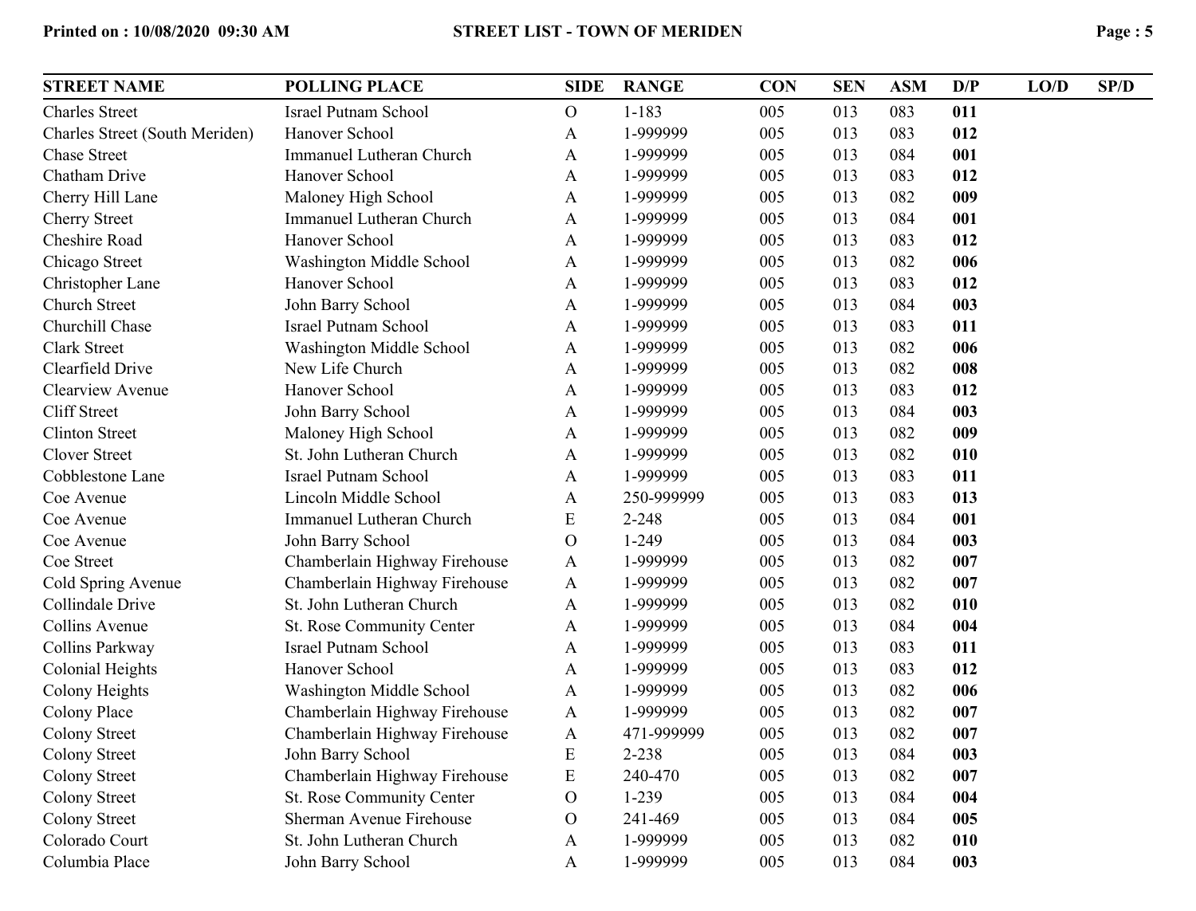| STREET NAME | POLLING PLACE | SIDE | RANGE | CON | SEN | ASM | D/P | LO/D | SP/D |
|---|---|---|---|---|---|---|---|---|---|
| Charles Street | Israel Putnam School | O | 1-183 | 005 | 013 | 083 | **011** | | |
| Charles Street (South Meriden) | Hanover School | A | 1-999999 | 005 | 013 | 083 | **012** | | |
| Chase Street | Immanuel Lutheran Church | A | 1-999999 | 005 | 013 | 084 | **001** | | |
| Chatham Drive | Hanover School | A | 1-999999 | 005 | 013 | 083 | **012** | | |
| Cherry Hill Lane | Maloney High School | A | 1-999999 | 005 | 013 | 082 | **009** | | |
| Cherry Street | Immanuel Lutheran Church | A | 1-999999 | 005 | 013 | 084 | **001** | | |
| Cheshire Road | Hanover School | A | 1-999999 | 005 | 013 | 083 | **012** | | |
| Chicago Street | Washington Middle School | A | 1-999999 | 005 | 013 | 082 | **006** | | |
| Christopher Lane | Hanover School | A | 1-999999 | 005 | 013 | 083 | **012** | | |
| Church Street | John Barry School | A | 1-999999 | 005 | 013 | 084 | **003** | | |
| Churchill Chase | Israel Putnam School | A | 1-999999 | 005 | 013 | 083 | **011** | | |
| Clark Street | Washington Middle School | A | 1-999999 | 005 | 013 | 082 | **006** | | |
| Clearfield Drive | New Life Church | A | 1-999999 | 005 | 013 | 082 | **008** | | |
| Clearview Avenue | Hanover School | A | 1-999999 | 005 | 013 | 083 | **012** | | |
| Cliff Street | John Barry School | A | 1-999999 | 005 | 013 | 084 | **003** | | |
| Clinton Street | Maloney High School | A | 1-999999 | 005 | 013 | 082 | **009** | | |
| Clover Street | St. John Lutheran Church | A | 1-999999 | 005 | 013 | 082 | **010** | | |
| Cobblestone Lane | Israel Putnam School | A | 1-999999 | 005 | 013 | 083 | **011** | | |
| Coe Avenue | Lincoln Middle School | A | 250-999999 | 005 | 013 | 083 | **013** | | |
| Coe Avenue | Immanuel Lutheran Church | E | 2-248 | 005 | 013 | 084 | **001** | | |
| Coe Avenue | John Barry School | O | 1-249 | 005 | 013 | 084 | **003** | | |
| Coe Street | Chamberlain Highway Firehouse | A | 1-999999 | 005 | 013 | 082 | **007** | | |
| Cold Spring Avenue | Chamberlain Highway Firehouse | A | 1-999999 | 005 | 013 | 082 | **007** | | |
| Collindale Drive | St. John Lutheran Church | A | 1-999999 | 005 | 013 | 082 | **010** | | |
| Collins Avenue | St. Rose Community Center | A | 1-999999 | 005 | 013 | 084 | **004** | | |
| Collins Parkway | Israel Putnam School | A | 1-999999 | 005 | 013 | 083 | **011** | | |
| Colonial Heights | Hanover School | A | 1-999999 | 005 | 013 | 083 | **012** | | |
| Colony Heights | Washington Middle School | A | 1-999999 | 005 | 013 | 082 | **006** | | |
| Colony Place | Chamberlain Highway Firehouse | A | 1-999999 | 005 | 013 | 082 | **007** | | |
| Colony Street | Chamberlain Highway Firehouse | A | 471-999999 | 005 | 013 | 082 | **007** | | |
| Colony Street | John Barry School | E | 2-238 | 005 | 013 | 084 | **003** | | |
| Colony Street | Chamberlain Highway Firehouse | E | 240-470 | 005 | 013 | 082 | **007** | | |
| Colony Street | St. Rose Community Center | O | 1-239 | 005 | 013 | 084 | **004** | | |
| Colony Street | Sherman Avenue Firehouse | O | 241-469 | 005 | 013 | 084 | **005** | | |
| Colorado Court | St. John Lutheran Church | A | 1-999999 | 005 | 013 | 082 | **010** | | |
| Columbia Place | John Barry School | A | 1-999999 | 005 | 013 | 084 | **003** | | |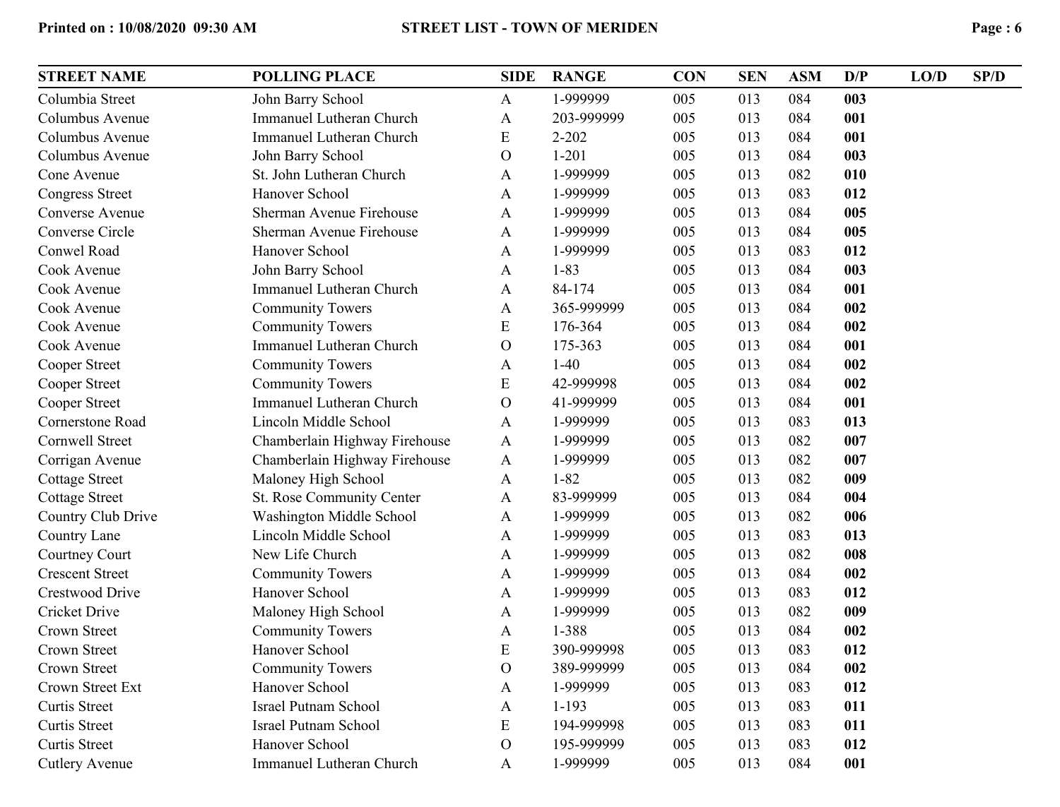| STREET NAME | POLLING PLACE | SIDE | RANGE | CON | SEN | ASM | D/P | LO/D | SP/D |
|---|---|---|---|---|---|---|---|---|---|
| Columbia Street | John Barry School | A | 1-999999 | 005 | 013 | 084 | **003** | | |
| Columbus Avenue | Immanuel Lutheran Church | A | 203-999999 | 005 | 013 | 084 | **001** | | |
| Columbus Avenue | Immanuel Lutheran Church | E | 2-202 | 005 | 013 | 084 | **001** | | |
| Columbus Avenue | John Barry School | O | 1-201 | 005 | 013 | 084 | **003** | | |
| Cone Avenue | St. John Lutheran Church | A | 1-999999 | 005 | 013 | 082 | **010** | | |
| Congress Street | Hanover School | A | 1-999999 | 005 | 013 | 083 | **012** | | |
| Converse Avenue | Sherman Avenue Firehouse | A | 1-999999 | 005 | 013 | 084 | **005** | | |
| Converse Circle | Sherman Avenue Firehouse | A | 1-999999 | 005 | 013 | 084 | **005** | | |
| Conwel Road | Hanover School | A | 1-999999 | 005 | 013 | 083 | **012** | | |
| Cook Avenue | John Barry School | A | 1-83 | 005 | 013 | 084 | **003** | | |
| Cook Avenue | Immanuel Lutheran Church | A | 84-174 | 005 | 013 | 084 | **001** | | |
| Cook Avenue | Community Towers | A | 365-999999 | 005 | 013 | 084 | **002** | | |
| Cook Avenue | Community Towers | E | 176-364 | 005 | 013 | 084 | **002** | | |
| Cook Avenue | Immanuel Lutheran Church | O | 175-363 | 005 | 013 | 084 | **001** | | |
| Cooper Street | Community Towers | A | 1-40 | 005 | 013 | 084 | **002** | | |
| Cooper Street | Community Towers | E | 42-999998 | 005 | 013 | 084 | **002** | | |
| Cooper Street | Immanuel Lutheran Church | O | 41-999999 | 005 | 013 | 084 | **001** | | |
| Cornerstone Road | Lincoln Middle School | A | 1-999999 | 005 | 013 | 083 | **013** | | |
| Cornwell Street | Chamberlain Highway Firehouse | A | 1-999999 | 005 | 013 | 082 | **007** | | |
| Corrigan Avenue | Chamberlain Highway Firehouse | A | 1-999999 | 005 | 013 | 082 | **007** | | |
| Cottage Street | Maloney High School | A | 1-82 | 005 | 013 | 082 | **009** | | |
| Cottage Street | St. Rose Community Center | A | 83-999999 | 005 | 013 | 084 | **004** | | |
| Country Club Drive | Washington Middle School | A | 1-999999 | 005 | 013 | 082 | **006** | | |
| Country Lane | Lincoln Middle School | A | 1-999999 | 005 | 013 | 083 | **013** | | |
| Courtney Court | New Life Church | A | 1-999999 | 005 | 013 | 082 | **008** | | |
| Crescent Street | Community Towers | A | 1-999999 | 005 | 013 | 084 | **002** | | |
| Crestwood Drive | Hanover School | A | 1-999999 | 005 | 013 | 083 | **012** | | |
| Cricket Drive | Maloney High School | A | 1-999999 | 005 | 013 | 082 | **009** | | |
| Crown Street | Community Towers | A | 1-388 | 005 | 013 | 084 | **002** | | |
| Crown Street | Hanover School | E | 390-999998 | 005 | 013 | 083 | **012** | | |
| Crown Street | Community Towers | O | 389-999999 | 005 | 013 | 084 | **002** | | |
| Crown Street Ext | Hanover School | A | 1-999999 | 005 | 013 | 083 | **012** | | |
| Curtis Street | Israel Putnam School | A | 1-193 | 005 | 013 | 083 | **011** | | |
| Curtis Street | Israel Putnam School | E | 194-999998 | 005 | 013 | 083 | **011** | | |
| Curtis Street | Hanover School | O | 195-999999 | 005 | 013 | 083 | **012** | | |
| Cutlery Avenue | Immanuel Lutheran Church | A | 1-999999 | 005 | 013 | 084 | **001** | | |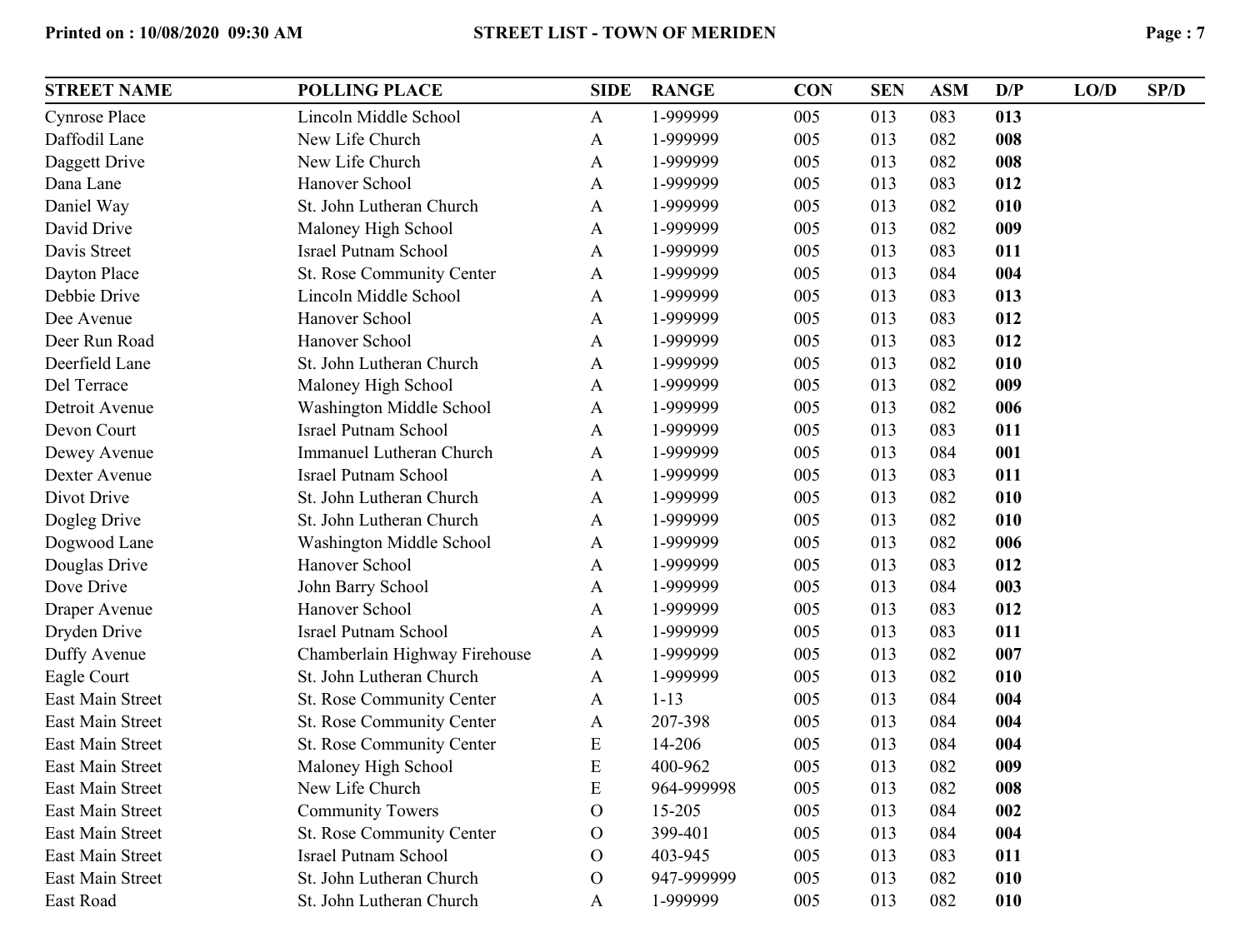| STREET NAME | POLLING PLACE | SIDE | RANGE | CON | SEN | ASM | D/P | LO/D | SP/D |
|---|---|---|---|---|---|---|---|---|---|
| Cynrose Place | Lincoln Middle School | A | 1-999999 | 005 | 013 | 083 | **013** | | |
| Daffodil Lane | New Life Church | A | 1-999999 | 005 | 013 | 082 | **008** | | |
| Daggett Drive | New Life Church | A | 1-999999 | 005 | 013 | 082 | **008** | | |
| Dana Lane | Hanover School | A | 1-999999 | 005 | 013 | 083 | **012** | | |
| Daniel Way | St. John Lutheran Church | A | 1-999999 | 005 | 013 | 082 | **010** | | |
| David Drive | Maloney High School | A | 1-999999 | 005 | 013 | 082 | **009** | | |
| Davis Street | Israel Putnam School | A | 1-999999 | 005 | 013 | 083 | **011** | | |
| Dayton Place | St. Rose Community Center | A | 1-999999 | 005 | 013 | 084 | **004** | | |
| Debbie Drive | Lincoln Middle School | A | 1-999999 | 005 | 013 | 083 | **013** | | |
| Dee Avenue | Hanover School | A | 1-999999 | 005 | 013 | 083 | **012** | | |
| Deer Run Road | Hanover School | A | 1-999999 | 005 | 013 | 083 | **012** | | |
| Deerfield Lane | St. John Lutheran Church | A | 1-999999 | 005 | 013 | 082 | **010** | | |
| Del Terrace | Maloney High School | A | 1-999999 | 005 | 013 | 082 | **009** | | |
| Detroit Avenue | Washington Middle School | A | 1-999999 | 005 | 013 | 082 | **006** | | |
| Devon Court | Israel Putnam School | A | 1-999999 | 005 | 013 | 083 | **011** | | |
| Dewey Avenue | Immanuel Lutheran Church | A | 1-999999 | 005 | 013 | 084 | **001** | | |
| Dexter Avenue | Israel Putnam School | A | 1-999999 | 005 | 013 | 083 | **011** | | |
| Divot Drive | St. John Lutheran Church | A | 1-999999 | 005 | 013 | 082 | **010** | | |
| Dogleg Drive | St. John Lutheran Church | A | 1-999999 | 005 | 013 | 082 | **010** | | |
| Dogwood Lane | Washington Middle School | A | 1-999999 | 005 | 013 | 082 | **006** | | |
| Douglas Drive | Hanover School | A | 1-999999 | 005 | 013 | 083 | **012** | | |
| Dove Drive | John Barry School | A | 1-999999 | 005 | 013 | 084 | **003** | | |
| Draper Avenue | Hanover School | A | 1-999999 | 005 | 013 | 083 | **012** | | |
| Dryden Drive | Israel Putnam School | A | 1-999999 | 005 | 013 | 083 | **011** | | |
| Duffy Avenue | Chamberlain Highway Firehouse | A | 1-999999 | 005 | 013 | 082 | **007** | | |
| Eagle Court | St. John Lutheran Church | A | 1-999999 | 005 | 013 | 082 | **010** | | |
| East Main Street | St. Rose Community Center | A | 1-13 | 005 | 013 | 084 | **004** | | |
| East Main Street | St. Rose Community Center | A | 207-398 | 005 | 013 | 084 | **004** | | |
| East Main Street | St. Rose Community Center | E | 14-206 | 005 | 013 | 084 | **004** | | |
| East Main Street | Maloney High School | E | 400-962 | 005 | 013 | 082 | **009** | | |
| East Main Street | New Life Church | E | 964-999998 | 005 | 013 | 082 | **008** | | |
| East Main Street | Community Towers | O | 15-205 | 005 | 013 | 084 | **002** | | |
| East Main Street | St. Rose Community Center | O | 399-401 | 005 | 013 | 084 | **004** | | |
| East Main Street | Israel Putnam School | O | 403-945 | 005 | 013 | 083 | **011** | | |
| East Main Street | St. John Lutheran Church | O | 947-999999 | 005 | 013 | 082 | **010** | | |
| East Road | St. John Lutheran Church | A | 1-999999 | 005 | 013 | 082 | **010** | | |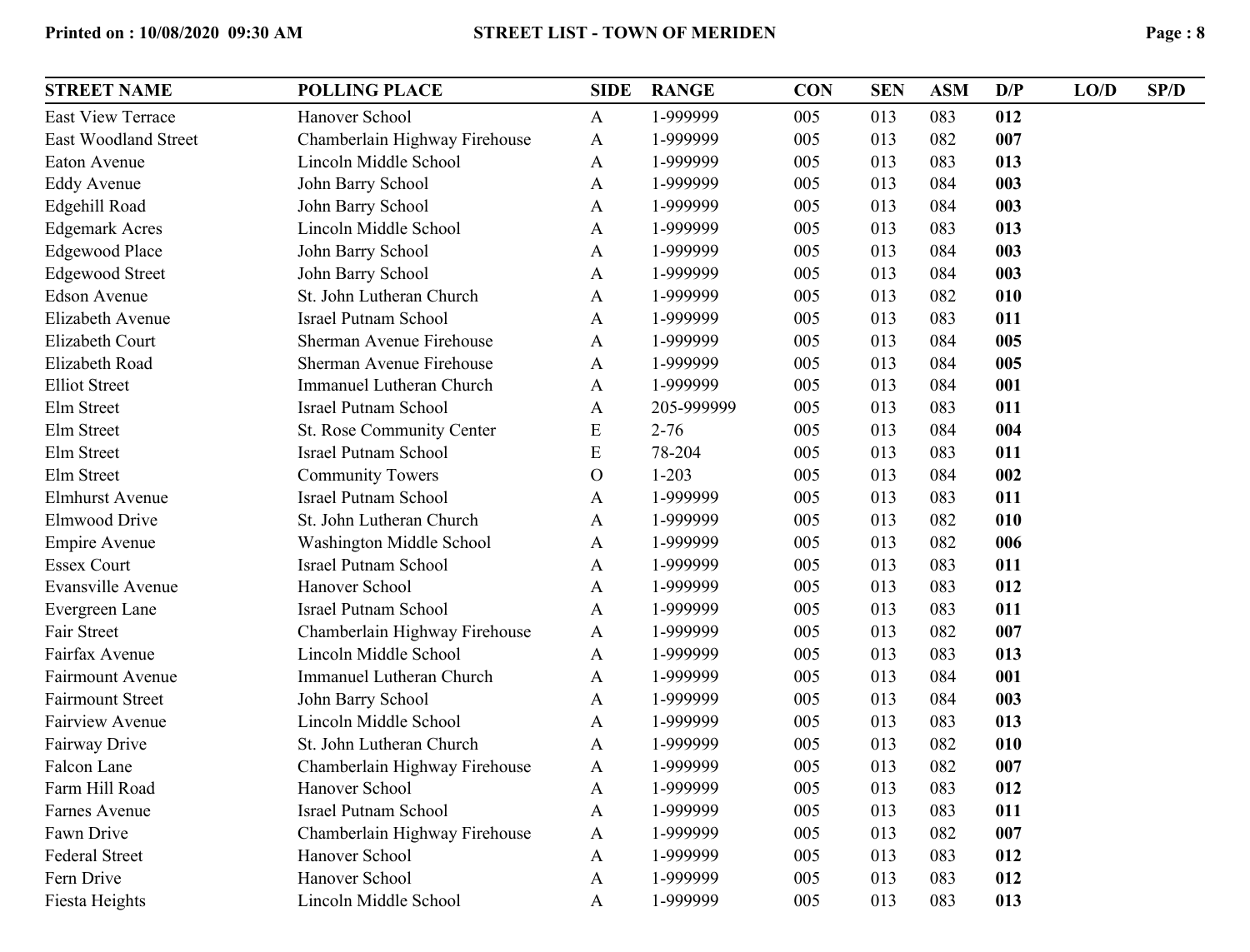**STREET LIST - TOWN OF MERIDEN**

| STREET NAME | POLLING PLACE | SIDE | RANGE | CON | SEN | ASM | D/P | LO/D | SP/D |
|---|---|---|---|---|---|---|---|---|---|
| East View Terrace | Hanover School | A | 1-999999 | 005 | 013 | 083 | **012** | | |
| East Woodland Street | Chamberlain Highway Firehouse | A | 1-999999 | 005 | 013 | 082 | **007** | | |
| Eaton Avenue | Lincoln Middle School | A | 1-999999 | 005 | 013 | 083 | **013** | | |
| Eddy Avenue | John Barry School | A | 1-999999 | 005 | 013 | 084 | **003** | | |
| Edgehill Road | John Barry School | A | 1-999999 | 005 | 013 | 084 | **003** | | |
| Edgemark Acres | Lincoln Middle School | A | 1-999999 | 005 | 013 | 083 | **013** | | |
| Edgewood Place | John Barry School | A | 1-999999 | 005 | 013 | 084 | **003** | | |
| Edgewood Street | John Barry School | A | 1-999999 | 005 | 013 | 084 | **003** | | |
| Edson Avenue | St. John Lutheran Church | A | 1-999999 | 005 | 013 | 082 | **010** | | |
| Elizabeth Avenue | Israel Putnam School | A | 1-999999 | 005 | 013 | 083 | **011** | | |
| Elizabeth Court | Sherman Avenue Firehouse | A | 1-999999 | 005 | 013 | 084 | **005** | | |
| Elizabeth Road | Sherman Avenue Firehouse | A | 1-999999 | 005 | 013 | 084 | **005** | | |
| Elliot Street | Immanuel Lutheran Church | A | 1-999999 | 005 | 013 | 084 | **001** | | |
| Elm Street | Israel Putnam School | A | 205-999999 | 005 | 013 | 083 | **011** | | |
| Elm Street | St. Rose Community Center | E | 2-76 | 005 | 013 | 084 | **004** | | |
| Elm Street | Israel Putnam School | E | 78-204 | 005 | 013 | 083 | **011** | | |
| Elm Street | Community Towers | O | 1-203 | 005 | 013 | 084 | **002** | | |
| Elmhurst Avenue | Israel Putnam School | A | 1-999999 | 005 | 013 | 083 | **011** | | |
| Elmwood Drive | St. John Lutheran Church | A | 1-999999 | 005 | 013 | 082 | **010** | | |
| Empire Avenue | Washington Middle School | A | 1-999999 | 005 | 013 | 082 | **006** | | |
| Essex Court | Israel Putnam School | A | 1-999999 | 005 | 013 | 083 | **011** | | |
| Evansville Avenue | Hanover School | A | 1-999999 | 005 | 013 | 083 | **012** | | |
| Evergreen Lane | Israel Putnam School | A | 1-999999 | 005 | 013 | 083 | **011** | | |
| Fair Street | Chamberlain Highway Firehouse | A | 1-999999 | 005 | 013 | 082 | **007** | | |
| Fairfax Avenue | Lincoln Middle School | A | 1-999999 | 005 | 013 | 083 | **013** | | |
| Fairmount Avenue | Immanuel Lutheran Church | A | 1-999999 | 005 | 013 | 084 | **001** | | |
| Fairmount Street | John Barry School | A | 1-999999 | 005 | 013 | 084 | **003** | | |
| Fairview Avenue | Lincoln Middle School | A | 1-999999 | 005 | 013 | 083 | **013** | | |
| Fairway Drive | St. John Lutheran Church | A | 1-999999 | 005 | 013 | 082 | **010** | | |
| Falcon Lane | Chamberlain Highway Firehouse | A | 1-999999 | 005 | 013 | 082 | **007** | | |
| Farm Hill Road | Hanover School | A | 1-999999 | 005 | 013 | 083 | **012** | | |
| Farnes Avenue | Israel Putnam School | A | 1-999999 | 005 | 013 | 083 | **011** | | |
| Fawn Drive | Chamberlain Highway Firehouse | A | 1-999999 | 005 | 013 | 082 | **007** | | |
| Federal Street | Hanover School | A | 1-999999 | 005 | 013 | 083 | **012** | | |
| Fern Drive | Hanover School | A | 1-999999 | 005 | 013 | 083 | **012** | | |
| Fiesta Heights | Lincoln Middle School | A | 1-999999 | 005 | 013 | 083 | **013** | | |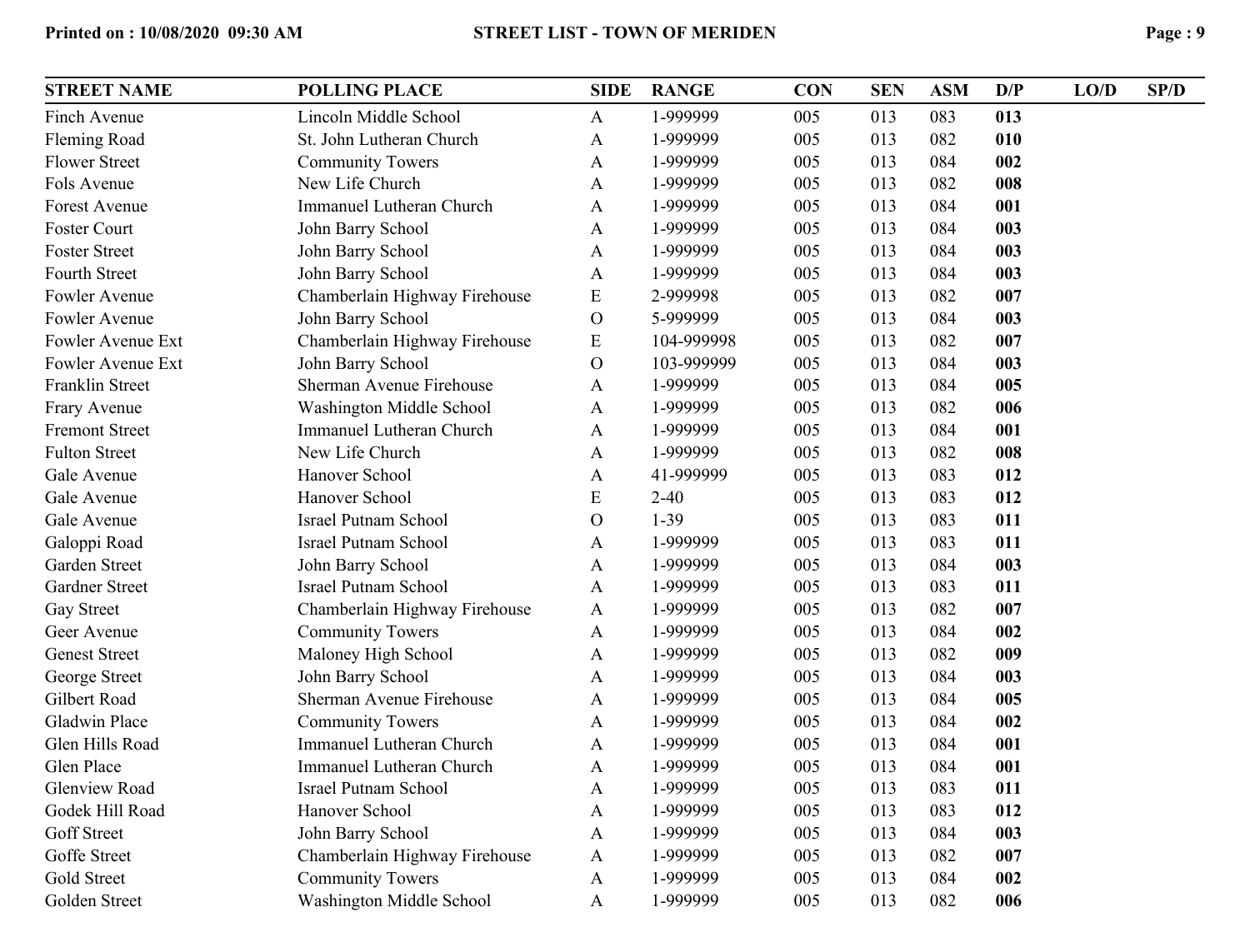| STREET NAME | POLLING PLACE | SIDE | RANGE | CON | SEN | ASM | D/P | LO/D | SP/D |
|---|---|---|---|---|---|---|---|---|---|
| Finch Avenue | Lincoln Middle School | A | 1-999999 | 005 | 013 | 083 | **013** | | |
| Fleming Road | St. John Lutheran Church | A | 1-999999 | 005 | 013 | 082 | **010** | | |
| Flower Street | Community Towers | A | 1-999999 | 005 | 013 | 084 | **002** | | |
| Fols Avenue | New Life Church | A | 1-999999 | 005 | 013 | 082 | **008** | | |
| Forest Avenue | Immanuel Lutheran Church | A | 1-999999 | 005 | 013 | 084 | **001** | | |
| Foster Court | John Barry School | A | 1-999999 | 005 | 013 | 084 | **003** | | |
| Foster Street | John Barry School | A | 1-999999 | 005 | 013 | 084 | **003** | | |
| Fourth Street | John Barry School | A | 1-999999 | 005 | 013 | 084 | **003** | | |
| Fowler Avenue | Chamberlain Highway Firehouse | E | 2-999998 | 005 | 013 | 082 | **007** | | |
| Fowler Avenue | John Barry School | O | 5-999999 | 005 | 013 | 084 | **003** | | |
| Fowler Avenue Ext | Chamberlain Highway Firehouse | E | 104-999998 | 005 | 013 | 082 | **007** | | |
| Fowler Avenue Ext | John Barry School | O | 103-999999 | 005 | 013 | 084 | **003** | | |
| Franklin Street | Sherman Avenue Firehouse | A | 1-999999 | 005 | 013 | 084 | **005** | | |
| Frary Avenue | Washington Middle School | A | 1-999999 | 005 | 013 | 082 | **006** | | |
| Fremont Street | Immanuel Lutheran Church | A | 1-999999 | 005 | 013 | 084 | **001** | | |
| Fulton Street | New Life Church | A | 1-999999 | 005 | 013 | 082 | **008** | | |
| Gale Avenue | Hanover School | A | 41-999999 | 005 | 013 | 083 | **012** | | |
| Gale Avenue | Hanover School | E | 2-40 | 005 | 013 | 083 | **012** | | |
| Gale Avenue | Israel Putnam School | O | 1-39 | 005 | 013 | 083 | **011** | | |
| Galoppi Road | Israel Putnam School | A | 1-999999 | 005 | 013 | 083 | **011** | | |
| Garden Street | John Barry School | A | 1-999999 | 005 | 013 | 084 | **003** | | |
| Gardner Street | Israel Putnam School | A | 1-999999 | 005 | 013 | 083 | **011** | | |
| Gay Street | Chamberlain Highway Firehouse | A | 1-999999 | 005 | 013 | 082 | **007** | | |
| Geer Avenue | Community Towers | A | 1-999999 | 005 | 013 | 084 | **002** | | |
| Genest Street | Maloney High School | A | 1-999999 | 005 | 013 | 082 | **009** | | |
| George Street | John Barry School | A | 1-999999 | 005 | 013 | 084 | **003** | | |
| Gilbert Road | Sherman Avenue Firehouse | A | 1-999999 | 005 | 013 | 084 | **005** | | |
| Gladwin Place | Community Towers | A | 1-999999 | 005 | 013 | 084 | **002** | | |
| Glen Hills Road | Immanuel Lutheran Church | A | 1-999999 | 005 | 013 | 084 | **001** | | |
| Glen Place | Immanuel Lutheran Church | A | 1-999999 | 005 | 013 | 084 | **001** | | |
| Glenview Road | Israel Putnam School | A | 1-999999 | 005 | 013 | 083 | **011** | | |
| Godek Hill Road | Hanover School | A | 1-999999 | 005 | 013 | 083 | **012** | | |
| Goff Street | John Barry School | A | 1-999999 | 005 | 013 | 084 | **003** | | |
| Goffe Street | Chamberlain Highway Firehouse | A | 1-999999 | 005 | 013 | 082 | **007** | | |
| Gold Street | Community Towers | A | 1-999999 | 005 | 013 | 084 | **002** | | |
| Golden Street | Washington Middle School | A | 1-999999 | 005 | 013 | 082 | **006** | | |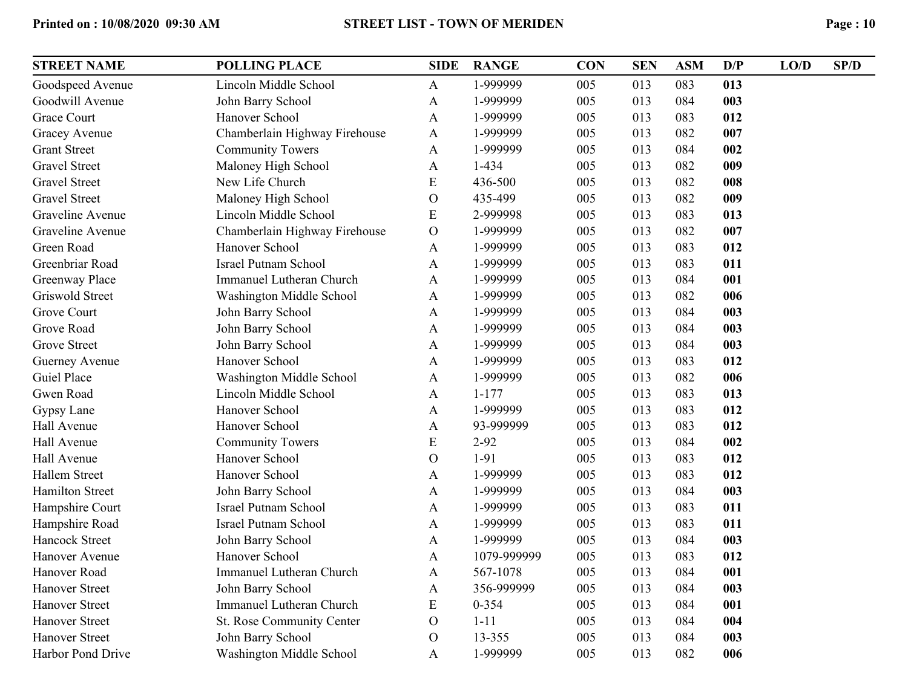| STREET NAME | POLLING PLACE | SIDE | RANGE | CON | SEN | ASM | D/P | LO/D | SP/D |
|---|---|---|---|---|---|---|---|---|---|
| Goodspeed Avenue | Lincoln Middle School | A | 1-999999 | 005 | 013 | 083 | **013** | | |
| Goodwill Avenue | John Barry School | A | 1-999999 | 005 | 013 | 084 | **003** | | |
| Grace Court | Hanover School | A | 1-999999 | 005 | 013 | 083 | **012** | | |
| Gracey Avenue | Chamberlain Highway Firehouse | A | 1-999999 | 005 | 013 | 082 | **007** | | |
| Grant Street | Community Towers | A | 1-999999 | 005 | 013 | 084 | **002** | | |
| Gravel Street | Maloney High School | A | 1-434 | 005 | 013 | 082 | **009** | | |
| Gravel Street | New Life Church | E | 436-500 | 005 | 013 | 082 | **008** | | |
| Gravel Street | Maloney High School | O | 435-499 | 005 | 013 | 082 | **009** | | |
| Graveline Avenue | Lincoln Middle School | E | 2-999998 | 005 | 013 | 083 | **013** | | |
| Graveline Avenue | Chamberlain Highway Firehouse | O | 1-999999 | 005 | 013 | 082 | **007** | | |
| Green Road | Hanover School | A | 1-999999 | 005 | 013 | 083 | **012** | | |
| Greenbriar Road | Israel Putnam School | A | 1-999999 | 005 | 013 | 083 | **011** | | |
| Greenway Place | Immanuel Lutheran Church | A | 1-999999 | 005 | 013 | 084 | **001** | | |
| Griswold Street | Washington Middle School | A | 1-999999 | 005 | 013 | 082 | **006** | | |
| Grove Court | John Barry School | A | 1-999999 | 005 | 013 | 084 | **003** | | |
| Grove Road | John Barry School | A | 1-999999 | 005 | 013 | 084 | **003** | | |
| Grove Street | John Barry School | A | 1-999999 | 005 | 013 | 084 | **003** | | |
| Guerney Avenue | Hanover School | A | 1-999999 | 005 | 013 | 083 | **012** | | |
| Guiel Place | Washington Middle School | A | 1-999999 | 005 | 013 | 082 | **006** | | |
| Gwen Road | Lincoln Middle School | A | 1-177 | 005 | 013 | 083 | **013** | | |
| Gypsy Lane | Hanover School | A | 1-999999 | 005 | 013 | 083 | **012** | | |
| Hall Avenue | Hanover School | A | 93-999999 | 005 | 013 | 083 | **012** | | |
| Hall Avenue | Community Towers | E | 2-92 | 005 | 013 | 084 | **002** | | |
| Hall Avenue | Hanover School | O | 1-91 | 005 | 013 | 083 | **012** | | |
| Hallem Street | Hanover School | A | 1-999999 | 005 | 013 | 083 | **012** | | |
| Hamilton Street | John Barry School | A | 1-999999 | 005 | 013 | 084 | **003** | | |
| Hampshire Court | Israel Putnam School | A | 1-999999 | 005 | 013 | 083 | **011** | | |
| Hampshire Road | Israel Putnam School | A | 1-999999 | 005 | 013 | 083 | **011** | | |
| Hancock Street | John Barry School | A | 1-999999 | 005 | 013 | 084 | **003** | | |
| Hanover Avenue | Hanover School | A | 1079-999999 | 005 | 013 | 083 | **012** | | |
| Hanover Road | Immanuel Lutheran Church | A | 567-1078 | 005 | 013 | 084 | **001** | | |
| Hanover Street | John Barry School | A | 356-999999 | 005 | 013 | 084 | **003** | | |
| Hanover Street | Immanuel Lutheran Church | E | 0-354 | 005 | 013 | 084 | **001** | | |
| Hanover Street | St. Rose Community Center | O | 1-11 | 005 | 013 | 084 | **004** | | |
| Hanover Street | John Barry School | O | 13-355 | 005 | 013 | 084 | **003** | | |
| Harbor Pond Drive | Washington Middle School | A | 1-999999 | 005 | 013 | 082 | **006** | | |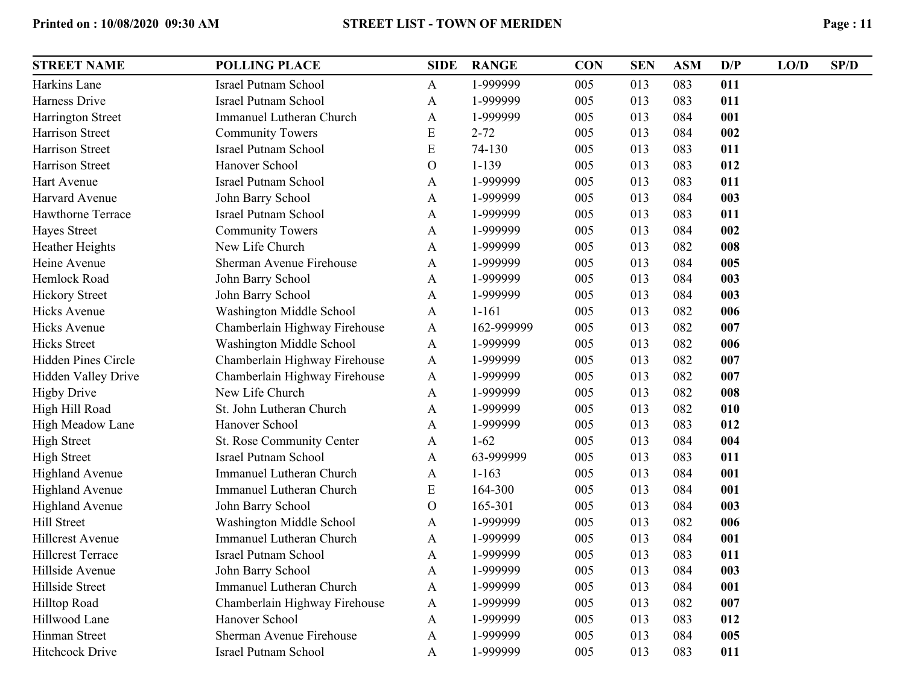| STREET NAME | POLLING PLACE | SIDE | RANGE | CON | SEN | ASM | D/P | LO/D | SP/D |
| --- | --- | --- | --- | --- | --- | --- | --- | --- | --- |
| Harkins Lane | Israel Putnam School | A | 1-999999 | 005 | 013 | 083 | **011** | | |
| Harness Drive | Israel Putnam School | A | 1-999999 | 005 | 013 | 083 | **011** | | |
| Harrington Street | Immanuel Lutheran Church | A | 1-999999 | 005 | 013 | 084 | **001** | | |
| Harrison Street | Community Towers | E | 2-72 | 005 | 013 | 084 | **002** | | |
| Harrison Street | Israel Putnam School | E | 74-130 | 005 | 013 | 083 | **011** | | |
| Harrison Street | Hanover School | O | 1-139 | 005 | 013 | 083 | **012** | | |
| Hart Avenue | Israel Putnam School | A | 1-999999 | 005 | 013 | 083 | **011** | | |
| Harvard Avenue | John Barry School | A | 1-999999 | 005 | 013 | 084 | **003** | | |
| Hawthorne Terrace | Israel Putnam School | A | 1-999999 | 005 | 013 | 083 | **011** | | |
| Hayes Street | Community Towers | A | 1-999999 | 005 | 013 | 084 | **002** | | |
| Heather Heights | New Life Church | A | 1-999999 | 005 | 013 | 082 | **008** | | |
| Heine Avenue | Sherman Avenue Firehouse | A | 1-999999 | 005 | 013 | 084 | **005** | | |
| Hemlock Road | John Barry School | A | 1-999999 | 005 | 013 | 084 | **003** | | |
| Hickory Street | John Barry School | A | 1-999999 | 005 | 013 | 084 | **003** | | |
| Hicks Avenue | Washington Middle School | A | 1-161 | 005 | 013 | 082 | **006** | | |
| Hicks Avenue | Chamberlain Highway Firehouse | A | 162-999999 | 005 | 013 | 082 | **007** | | |
| Hicks Street | Washington Middle School | A | 1-999999 | 005 | 013 | 082 | **006** | | |
| Hidden Pines Circle | Chamberlain Highway Firehouse | A | 1-999999 | 005 | 013 | 082 | **007** | | |
| Hidden Valley Drive | Chamberlain Highway Firehouse | A | 1-999999 | 005 | 013 | 082 | **007** | | |
| Higby Drive | New Life Church | A | 1-999999 | 005 | 013 | 082 | **008** | | |
| High Hill Road | St. John Lutheran Church | A | 1-999999 | 005 | 013 | 082 | **010** | | |
| High Meadow Lane | Hanover School | A | 1-999999 | 005 | 013 | 083 | **012** | | |
| High Street | St. Rose Community Center | A | 1-62 | 005 | 013 | 084 | **004** | | |
| High Street | Israel Putnam School | A | 63-999999 | 005 | 013 | 083 | **011** | | |
| Highland Avenue | Immanuel Lutheran Church | A | 1-163 | 005 | 013 | 084 | **001** | | |
| Highland Avenue | Immanuel Lutheran Church | E | 164-300 | 005 | 013 | 084 | **001** | | |
| Highland Avenue | John Barry School | O | 165-301 | 005 | 013 | 084 | **003** | | |
| Hill Street | Washington Middle School | A | 1-999999 | 005 | 013 | 082 | **006** | | |
| Hillcrest Avenue | Immanuel Lutheran Church | A | 1-999999 | 005 | 013 | 084 | **001** | | |
| Hillcrest Terrace | Israel Putnam School | A | 1-999999 | 005 | 013 | 083 | **011** | | |
| Hillside Avenue | John Barry School | A | 1-999999 | 005 | 013 | 084 | **003** | | |
| Hillside Street | Immanuel Lutheran Church | A | 1-999999 | 005 | 013 | 084 | **001** | | |
| Hilltop Road | Chamberlain Highway Firehouse | A | 1-999999 | 005 | 013 | 082 | **007** | | |
| Hillwood Lane | Hanover School | A | 1-999999 | 005 | 013 | 083 | **012** | | |
| Hinman Street | Sherman Avenue Firehouse | A | 1-999999 | 005 | 013 | 084 | **005** | | |
| Hitchcock Drive | Israel Putnam School | A | 1-999999 | 005 | 013 | 083 | **011** | | |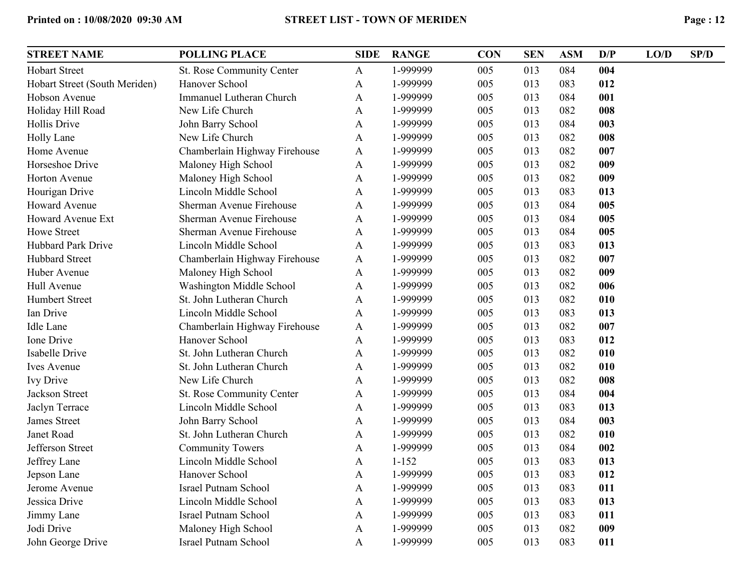| STREET NAME | POLLING PLACE | SIDE | RANGE | CON | SEN | ASM | D/P | LO/D | SP/D |
|---|---|---|---|---|---|---|---|---|---|
| Hobart Street | St. Rose Community Center | A | 1-999999 | 005 | 013 | 084 | **004** | | |
| Hobart Street (South Meriden) | Hanover School | A | 1-999999 | 005 | 013 | 083 | **012** | | |
| Hobson Avenue | Immanuel Lutheran Church | A | 1-999999 | 005 | 013 | 084 | **001** | | |
| Holiday Hill Road | New Life Church | A | 1-999999 | 005 | 013 | 082 | **008** | | |
| Hollis Drive | John Barry School | A | 1-999999 | 005 | 013 | 084 | **003** | | |
| Holly Lane | New Life Church | A | 1-999999 | 005 | 013 | 082 | **008** | | |
| Home Avenue | Chamberlain Highway Firehouse | A | 1-999999 | 005 | 013 | 082 | **007** | | |
| Horseshoe Drive | Maloney High School | A | 1-999999 | 005 | 013 | 082 | **009** | | |
| Horton Avenue | Maloney High School | A | 1-999999 | 005 | 013 | 082 | **009** | | |
| Hourigan Drive | Lincoln Middle School | A | 1-999999 | 005 | 013 | 083 | **013** | | |
| Howard Avenue | Sherman Avenue Firehouse | A | 1-999999 | 005 | 013 | 084 | **005** | | |
| Howard Avenue Ext | Sherman Avenue Firehouse | A | 1-999999 | 005 | 013 | 084 | **005** | | |
| Howe Street | Sherman Avenue Firehouse | A | 1-999999 | 005 | 013 | 084 | **005** | | |
| Hubbard Park Drive | Lincoln Middle School | A | 1-999999 | 005 | 013 | 083 | **013** | | |
| Hubbard Street | Chamberlain Highway Firehouse | A | 1-999999 | 005 | 013 | 082 | **007** | | |
| Huber Avenue | Maloney High School | A | 1-999999 | 005 | 013 | 082 | **009** | | |
| Hull Avenue | Washington Middle School | A | 1-999999 | 005 | 013 | 082 | **006** | | |
| Humbert Street | St. John Lutheran Church | A | 1-999999 | 005 | 013 | 082 | **010** | | |
| Ian Drive | Lincoln Middle School | A | 1-999999 | 005 | 013 | 083 | **013** | | |
| Idle Lane | Chamberlain Highway Firehouse | A | 1-999999 | 005 | 013 | 082 | **007** | | |
| Ione Drive | Hanover School | A | 1-999999 | 005 | 013 | 083 | **012** | | |
| Isabelle Drive | St. John Lutheran Church | A | 1-999999 | 005 | 013 | 082 | **010** | | |
| Ives Avenue | St. John Lutheran Church | A | 1-999999 | 005 | 013 | 082 | **010** | | |
| Ivy Drive | New Life Church | A | 1-999999 | 005 | 013 | 082 | **008** | | |
| Jackson Street | St. Rose Community Center | A | 1-999999 | 005 | 013 | 084 | **004** | | |
| Jaclyn Terrace | Lincoln Middle School | A | 1-999999 | 005 | 013 | 083 | **013** | | |
| James Street | John Barry School | A | 1-999999 | 005 | 013 | 084 | **003** | | |
| Janet Road | St. John Lutheran Church | A | 1-999999 | 005 | 013 | 082 | **010** | | |
| Jefferson Street | Community Towers | A | 1-999999 | 005 | 013 | 084 | **002** | | |
| Jeffrey Lane | Lincoln Middle School | A | 1-152 | 005 | 013 | 083 | **013** | | |
| Jepson Lane | Hanover School | A | 1-999999 | 005 | 013 | 083 | **012** | | |
| Jerome Avenue | Israel Putnam School | A | 1-999999 | 005 | 013 | 083 | **011** | | |
| Jessica Drive | Lincoln Middle School | A | 1-999999 | 005 | 013 | 083 | **013** | | |
| Jimmy Lane | Israel Putnam School | A | 1-999999 | 005 | 013 | 083 | **011** | | |
| Jodi Drive | Maloney High School | A | 1-999999 | 005 | 013 | 082 | **009** | | |
| John George Drive | Israel Putnam School | A | 1-999999 | 005 | 013 | 083 | **011** | | |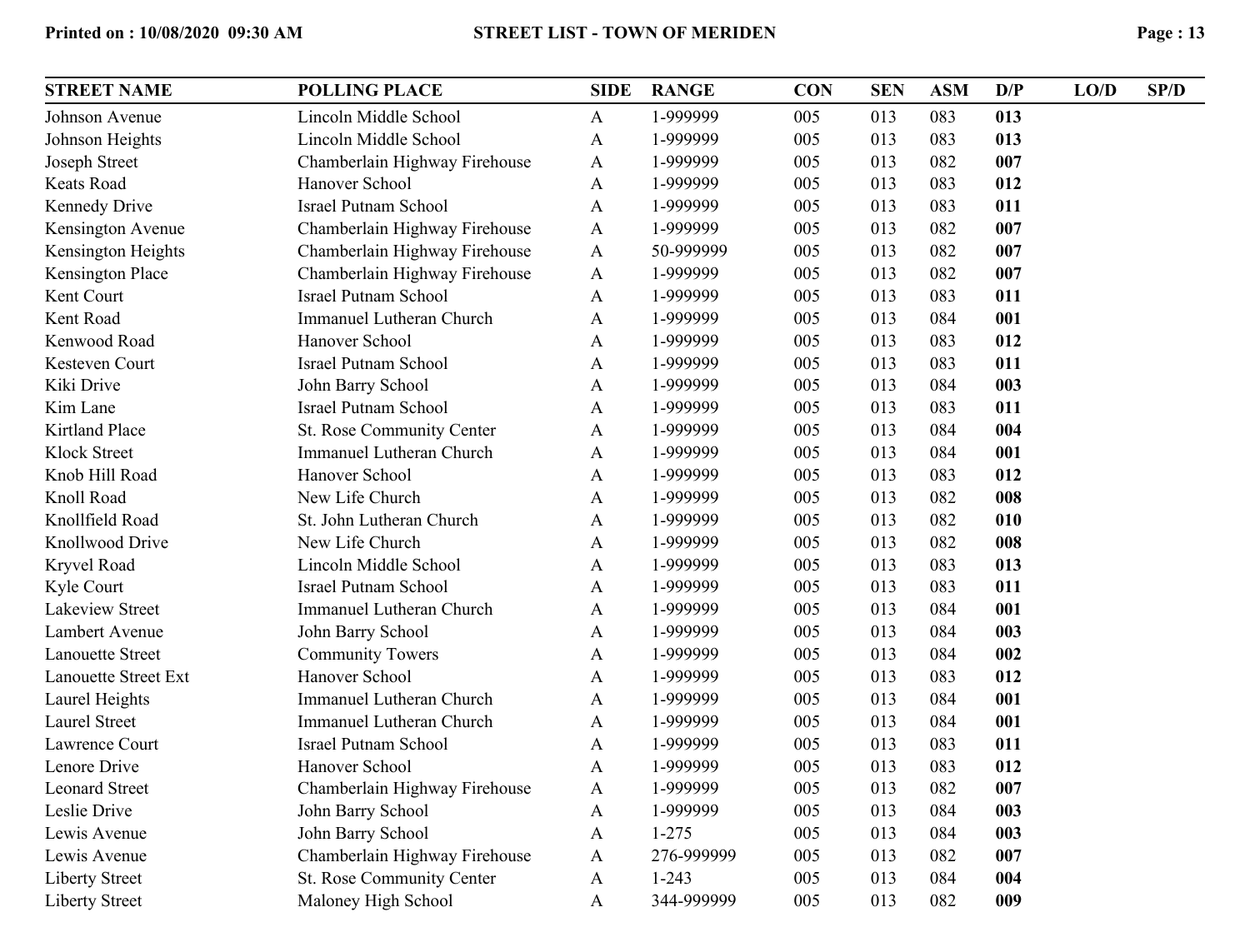| STREET NAME | POLLING PLACE | SIDE | RANGE | CON | SEN | ASM | D/P | LO/D | SP/D |
|---|---|---|---|---|---|---|---|---|---|
| Johnson Avenue | Lincoln Middle School | A | 1-999999 | 005 | 013 | 083 | **013** | | |
| Johnson Heights | Lincoln Middle School | A | 1-999999 | 005 | 013 | 083 | **013** | | |
| Joseph Street | Chamberlain Highway Firehouse | A | 1-999999 | 005 | 013 | 082 | **007** | | |
| Keats Road | Hanover School | A | 1-999999 | 005 | 013 | 083 | **012** | | |
| Kennedy Drive | Israel Putnam School | A | 1-999999 | 005 | 013 | 083 | **011** | | |
| Kensington Avenue | Chamberlain Highway Firehouse | A | 1-999999 | 005 | 013 | 082 | **007** | | |
| Kensington Heights | Chamberlain Highway Firehouse | A | 50-999999 | 005 | 013 | 082 | **007** | | |
| Kensington Place | Chamberlain Highway Firehouse | A | 1-999999 | 005 | 013 | 082 | **007** | | |
| Kent Court | Israel Putnam School | A | 1-999999 | 005 | 013 | 083 | **011** | | |
| Kent Road | Immanuel Lutheran Church | A | 1-999999 | 005 | 013 | 084 | **001** | | |
| Kenwood Road | Hanover School | A | 1-999999 | 005 | 013 | 083 | **012** | | |
| Kesteven Court | Israel Putnam School | A | 1-999999 | 005 | 013 | 083 | **011** | | |
| Kiki Drive | John Barry School | A | 1-999999 | 005 | 013 | 084 | **003** | | |
| Kim Lane | Israel Putnam School | A | 1-999999 | 005 | 013 | 083 | **011** | | |
| Kirtland Place | St. Rose Community Center | A | 1-999999 | 005 | 013 | 084 | **004** | | |
| Klock Street | Immanuel Lutheran Church | A | 1-999999 | 005 | 013 | 084 | **001** | | |
| Knob Hill Road | Hanover School | A | 1-999999 | 005 | 013 | 083 | **012** | | |
| Knoll Road | New Life Church | A | 1-999999 | 005 | 013 | 082 | **008** | | |
| Knollfield Road | St. John Lutheran Church | A | 1-999999 | 005 | 013 | 082 | **010** | | |
| Knollwood Drive | New Life Church | A | 1-999999 | 005 | 013 | 082 | **008** | | |
| Kryvel Road | Lincoln Middle School | A | 1-999999 | 005 | 013 | 083 | **013** | | |
| Kyle Court | Israel Putnam School | A | 1-999999 | 005 | 013 | 083 | **011** | | |
| Lakeview Street | Immanuel Lutheran Church | A | 1-999999 | 005 | 013 | 084 | **001** | | |
| Lambert Avenue | John Barry School | A | 1-999999 | 005 | 013 | 084 | **003** | | |
| Lanouette Street | Community Towers | A | 1-999999 | 005 | 013 | 084 | **002** | | |
| Lanouette Street Ext | Hanover School | A | 1-999999 | 005 | 013 | 083 | **012** | | |
| Laurel Heights | Immanuel Lutheran Church | A | 1-999999 | 005 | 013 | 084 | **001** | | |
| Laurel Street | Immanuel Lutheran Church | A | 1-999999 | 005 | 013 | 084 | **001** | | |
| Lawrence Court | Israel Putnam School | A | 1-999999 | 005 | 013 | 083 | **011** | | |
| Lenore Drive | Hanover School | A | 1-999999 | 005 | 013 | 083 | **012** | | |
| Leonard Street | Chamberlain Highway Firehouse | A | 1-999999 | 005 | 013 | 082 | **007** | | |
| Leslie Drive | John Barry School | A | 1-999999 | 005 | 013 | 084 | **003** | | |
| Lewis Avenue | John Barry School | A | 1-275 | 005 | 013 | 084 | **003** | | |
| Lewis Avenue | Chamberlain Highway Firehouse | A | 276-999999 | 005 | 013 | 082 | **007** | | |
| Liberty Street | St. Rose Community Center | A | 1-243 | 005 | 013 | 084 | **004** | | |
| Liberty Street | Maloney High School | A | 344-999999 | 005 | 013 | 082 | **009** | | |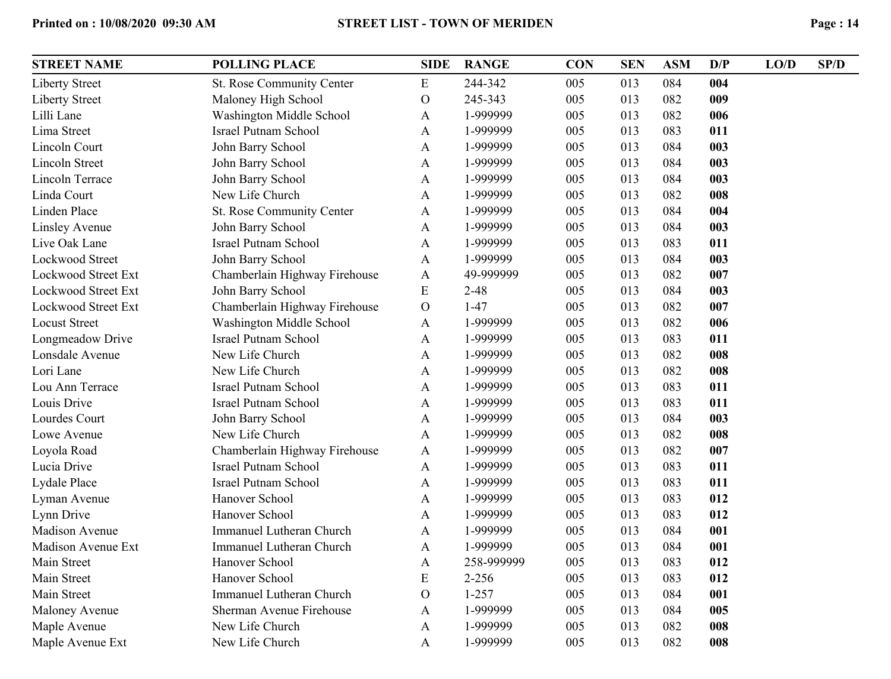| STREET NAME | POLLING PLACE | SIDE | RANGE | CON | SEN | ASM | D/P | LO/D | SP/D |
|---|---|---|---|---|---|---|---|---|---|
| Liberty Street | St. Rose Community Center | E | 244-342 | 005 | 013 | 084 | **004** | | |
| Liberty Street | Maloney High School | O | 245-343 | 005 | 013 | 082 | **009** | | |
| Lilli Lane | Washington Middle School | A | 1-999999 | 005 | 013 | 082 | **006** | | |
| Lima Street | Israel Putnam School | A | 1-999999 | 005 | 013 | 083 | **011** | | |
| Lincoln Court | John Barry School | A | 1-999999 | 005 | 013 | 084 | **003** | | |
| Lincoln Street | John Barry School | A | 1-999999 | 005 | 013 | 084 | **003** | | |
| Lincoln Terrace | John Barry School | A | 1-999999 | 005 | 013 | 084 | **003** | | |
| Linda Court | New Life Church | A | 1-999999 | 005 | 013 | 082 | **008** | | |
| Linden Place | St. Rose Community Center | A | 1-999999 | 005 | 013 | 084 | **004** | | |
| Linsley Avenue | John Barry School | A | 1-999999 | 005 | 013 | 084 | **003** | | |
| Live Oak Lane | Israel Putnam School | A | 1-999999 | 005 | 013 | 083 | **011** | | |
| Lockwood Street | John Barry School | A | 1-999999 | 005 | 013 | 084 | **003** | | |
| Lockwood Street Ext | Chamberlain Highway Firehouse | A | 49-999999 | 005 | 013 | 082 | **007** | | |
| Lockwood Street Ext | John Barry School | E | 2-48 | 005 | 013 | 084 | **003** | | |
| Lockwood Street Ext | Chamberlain Highway Firehouse | O | 1-47 | 005 | 013 | 082 | **007** | | |
| Locust Street | Washington Middle School | A | 1-999999 | 005 | 013 | 082 | **006** | | |
| Longmeadow Drive | Israel Putnam School | A | 1-999999 | 005 | 013 | 083 | **011** | | |
| Lonsdale Avenue | New Life Church | A | 1-999999 | 005 | 013 | 082 | **008** | | |
| Lori Lane | New Life Church | A | 1-999999 | 005 | 013 | 082 | **008** | | |
| Lou Ann Terrace | Israel Putnam School | A | 1-999999 | 005 | 013 | 083 | **011** | | |
| Louis Drive | Israel Putnam School | A | 1-999999 | 005 | 013 | 083 | **011** | | |
| Lourdes Court | John Barry School | A | 1-999999 | 005 | 013 | 084 | **003** | | |
| Lowe Avenue | New Life Church | A | 1-999999 | 005 | 013 | 082 | **008** | | |
| Loyola Road | Chamberlain Highway Firehouse | A | 1-999999 | 005 | 013 | 082 | **007** | | |
| Lucia Drive | Israel Putnam School | A | 1-999999 | 005 | 013 | 083 | **011** | | |
| Lydale Place | Israel Putnam School | A | 1-999999 | 005 | 013 | 083 | **011** | | |
| Lyman Avenue | Hanover School | A | 1-999999 | 005 | 013 | 083 | **012** | | |
| Lynn Drive | Hanover School | A | 1-999999 | 005 | 013 | 083 | **012** | | |
| Madison Avenue | Immanuel Lutheran Church | A | 1-999999 | 005 | 013 | 084 | **001** | | |
| Madison Avenue Ext | Immanuel Lutheran Church | A | 1-999999 | 005 | 013 | 084 | **001** | | |
| Main Street | Hanover School | A | 258-999999 | 005 | 013 | 083 | **012** | | |
| Main Street | Hanover School | E | 2-256 | 005 | 013 | 083 | **012** | | |
| Main Street | Immanuel Lutheran Church | O | 1-257 | 005 | 013 | 084 | **001** | | |
| Maloney Avenue | Sherman Avenue Firehouse | A | 1-999999 | 005 | 013 | 084 | **005** | | |
| Maple Avenue | New Life Church | A | 1-999999 | 005 | 013 | 082 | **008** | | |
| Maple Avenue Ext | New Life Church | A | 1-999999 | 005 | 013 | 082 | **008** | | |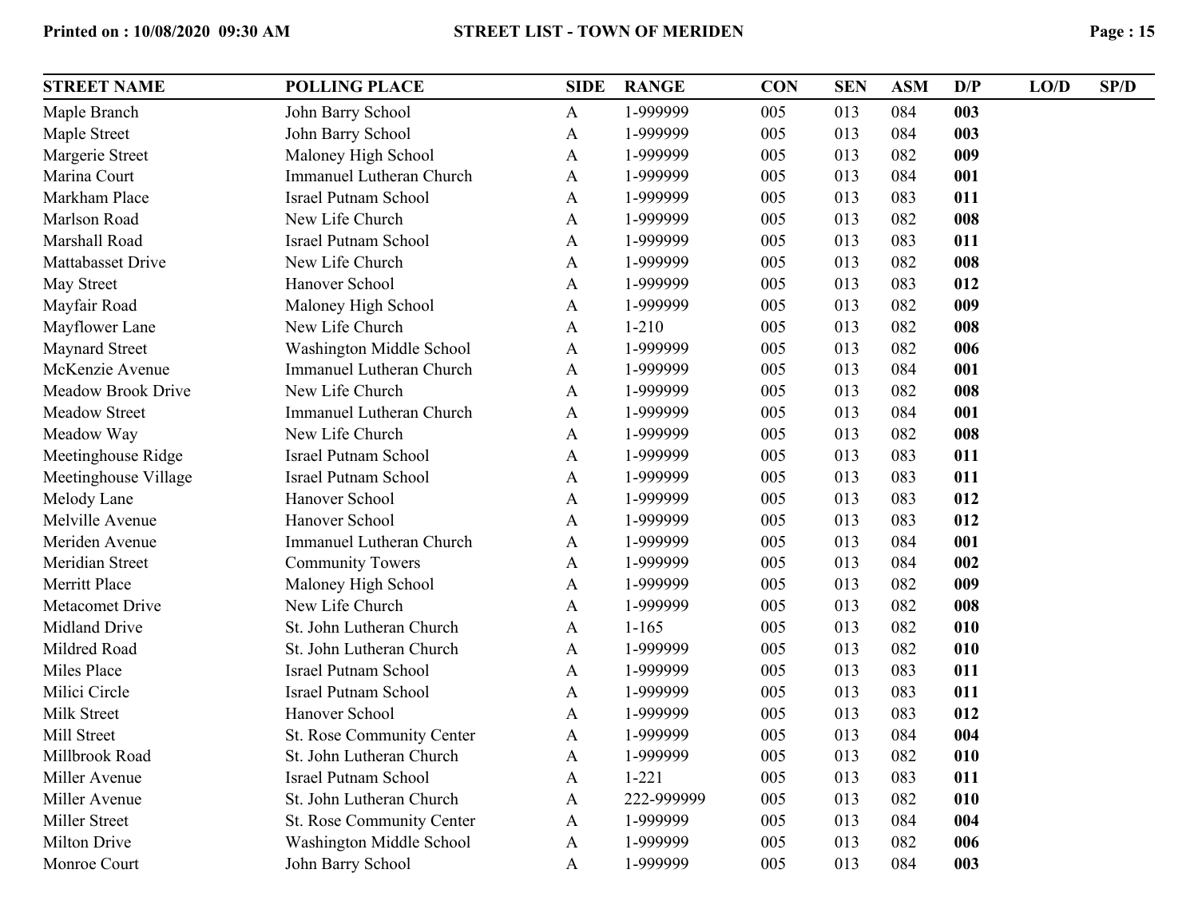| STREET NAME | POLLING PLACE | SIDE | RANGE | CON | SEN | ASM | D/P | LO/D | SP/D |
|---|---|---|---|---|---|---|---|---|---|
| Maple Branch | John Barry School | A | 1-999999 | 005 | 013 | 084 | **003** | | |
| Maple Street | John Barry School | A | 1-999999 | 005 | 013 | 084 | **003** | | |
| Margerie Street | Maloney High School | A | 1-999999 | 005 | 013 | 082 | **009** | | |
| Marina Court | Immanuel Lutheran Church | A | 1-999999 | 005 | 013 | 084 | **001** | | |
| Markham Place | Israel Putnam School | A | 1-999999 | 005 | 013 | 083 | **011** | | |
| Marlson Road | New Life Church | A | 1-999999 | 005 | 013 | 082 | **008** | | |
| Marshall Road | Israel Putnam School | A | 1-999999 | 005 | 013 | 083 | **011** | | |
| Mattabasset Drive | New Life Church | A | 1-999999 | 005 | 013 | 082 | **008** | | |
| May Street | Hanover School | A | 1-999999 | 005 | 013 | 083 | **012** | | |
| Mayfair Road | Maloney High School | A | 1-999999 | 005 | 013 | 082 | **009** | | |
| Mayflower Lane | New Life Church | A | 1-210 | 005 | 013 | 082 | **008** | | |
| Maynard Street | Washington Middle School | A | 1-999999 | 005 | 013 | 082 | **006** | | |
| McKenzie Avenue | Immanuel Lutheran Church | A | 1-999999 | 005 | 013 | 084 | **001** | | |
| Meadow Brook Drive | New Life Church | A | 1-999999 | 005 | 013 | 082 | **008** | | |
| Meadow Street | Immanuel Lutheran Church | A | 1-999999 | 005 | 013 | 084 | **001** | | |
| Meadow Way | New Life Church | A | 1-999999 | 005 | 013 | 082 | **008** | | |
| Meetinghouse Ridge | Israel Putnam School | A | 1-999999 | 005 | 013 | 083 | **011** | | |
| Meetinghouse Village | Israel Putnam School | A | 1-999999 | 005 | 013 | 083 | **011** | | |
| Melody Lane | Hanover School | A | 1-999999 | 005 | 013 | 083 | **012** | | |
| Melville Avenue | Hanover School | A | 1-999999 | 005 | 013 | 083 | **012** | | |
| Meriden Avenue | Immanuel Lutheran Church | A | 1-999999 | 005 | 013 | 084 | **001** | | |
| Meridian Street | Community Towers | A | 1-999999 | 005 | 013 | 084 | **002** | | |
| Merritt Place | Maloney High School | A | 1-999999 | 005 | 013 | 082 | **009** | | |
| Metacomet Drive | New Life Church | A | 1-999999 | 005 | 013 | 082 | **008** | | |
| Midland Drive | St. John Lutheran Church | A | 1-165 | 005 | 013 | 082 | **010** | | |
| Mildred Road | St. John Lutheran Church | A | 1-999999 | 005 | 013 | 082 | **010** | | |
| Miles Place | Israel Putnam School | A | 1-999999 | 005 | 013 | 083 | **011** | | |
| Milici Circle | Israel Putnam School | A | 1-999999 | 005 | 013 | 083 | **011** | | |
| Milk Street | Hanover School | A | 1-999999 | 005 | 013 | 083 | **012** | | |
| Mill Street | St. Rose Community Center | A | 1-999999 | 005 | 013 | 084 | **004** | | |
| Millbrook Road | St. John Lutheran Church | A | 1-999999 | 005 | 013 | 082 | **010** | | |
| Miller Avenue | Israel Putnam School | A | 1-221 | 005 | 013 | 083 | **011** | | |
| Miller Avenue | St. John Lutheran Church | A | 222-999999 | 005 | 013 | 082 | **010** | | |
| Miller Street | St. Rose Community Center | A | 1-999999 | 005 | 013 | 084 | **004** | | |
| Milton Drive | Washington Middle School | A | 1-999999 | 005 | 013 | 082 | **006** | | |
| Monroe Court | John Barry School | A | 1-999999 | 005 | 013 | 084 | **003** | | |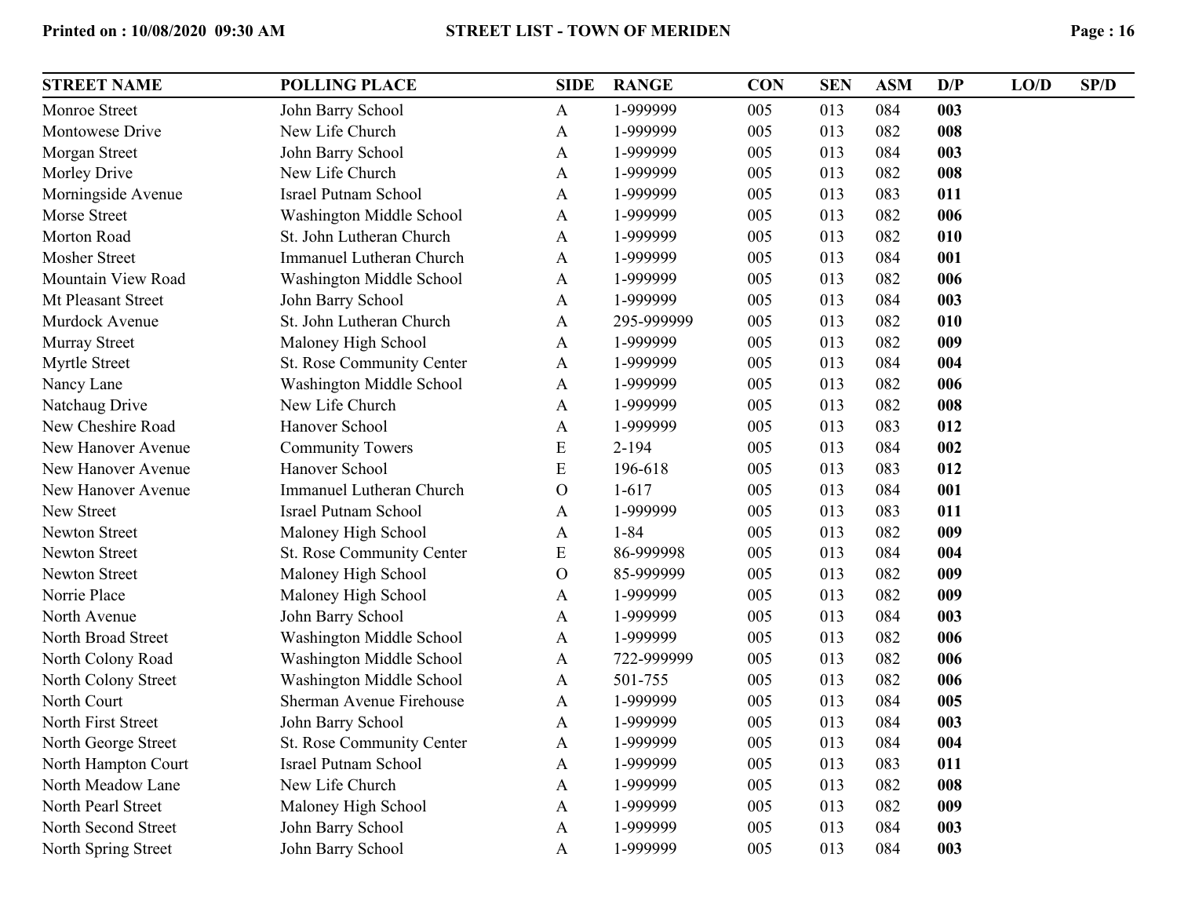| STREET NAME | POLLING PLACE | SIDE | RANGE | CON | SEN | ASM | D/P | LO/D | SP/D |
|---|---|---|---|---|---|---|---|---|---|
| Monroe Street | John Barry School | A | 1-999999 | 005 | 013 | 084 | **003** | | |
| Montowese Drive | New Life Church | A | 1-999999 | 005 | 013 | 082 | **008** | | |
| Morgan Street | John Barry School | A | 1-999999 | 005 | 013 | 084 | **003** | | |
| Morley Drive | New Life Church | A | 1-999999 | 005 | 013 | 082 | **008** | | |
| Morningside Avenue | Israel Putnam School | A | 1-999999 | 005 | 013 | 083 | **011** | | |
| Morse Street | Washington Middle School | A | 1-999999 | 005 | 013 | 082 | **006** | | |
| Morton Road | St. John Lutheran Church | A | 1-999999 | 005 | 013 | 082 | **010** | | |
| Mosher Street | Immanuel Lutheran Church | A | 1-999999 | 005 | 013 | 084 | **001** | | |
| Mountain View Road | Washington Middle School | A | 1-999999 | 005 | 013 | 082 | **006** | | |
| Mt Pleasant Street | John Barry School | A | 1-999999 | 005 | 013 | 084 | **003** | | |
| Murdock Avenue | St. John Lutheran Church | A | 295-999999 | 005 | 013 | 082 | **010** | | |
| Murray Street | Maloney High School | A | 1-999999 | 005 | 013 | 082 | **009** | | |
| Myrtle Street | St. Rose Community Center | A | 1-999999 | 005 | 013 | 084 | **004** | | |
| Nancy Lane | Washington Middle School | A | 1-999999 | 005 | 013 | 082 | **006** | | |
| Natchaug Drive | New Life Church | A | 1-999999 | 005 | 013 | 082 | **008** | | |
| New Cheshire Road | Hanover School | A | 1-999999 | 005 | 013 | 083 | **012** | | |
| New Hanover Avenue | Community Towers | E | 2-194 | 005 | 013 | 084 | **002** | | |
| New Hanover Avenue | Hanover School | E | 196-618 | 005 | 013 | 083 | **012** | | |
| New Hanover Avenue | Immanuel Lutheran Church | O | 1-617 | 005 | 013 | 084 | **001** | | |
| New Street | Israel Putnam School | A | 1-999999 | 005 | 013 | 083 | **011** | | |
| Newton Street | Maloney High School | A | 1-84 | 005 | 013 | 082 | **009** | | |
| Newton Street | St. Rose Community Center | E | 86-999998 | 005 | 013 | 084 | **004** | | |
| Newton Street | Maloney High School | O | 85-999999 | 005 | 013 | 082 | **009** | | |
| Norrie Place | Maloney High School | A | 1-999999 | 005 | 013 | 082 | **009** | | |
| North Avenue | John Barry School | A | 1-999999 | 005 | 013 | 084 | **003** | | |
| North Broad Street | Washington Middle School | A | 1-999999 | 005 | 013 | 082 | **006** | | |
| North Colony Road | Washington Middle School | A | 722-999999 | 005 | 013 | 082 | **006** | | |
| North Colony Street | Washington Middle School | A | 501-755 | 005 | 013 | 082 | **006** | | |
| North Court | Sherman Avenue Firehouse | A | 1-999999 | 005 | 013 | 084 | **005** | | |
| North First Street | John Barry School | A | 1-999999 | 005 | 013 | 084 | **003** | | |
| North George Street | St. Rose Community Center | A | 1-999999 | 005 | 013 | 084 | **004** | | |
| North Hampton Court | Israel Putnam School | A | 1-999999 | 005 | 013 | 083 | **011** | | |
| North Meadow Lane | New Life Church | A | 1-999999 | 005 | 013 | 082 | **008** | | |
| North Pearl Street | Maloney High School | A | 1-999999 | 005 | 013 | 082 | **009** | | |
| North Second Street | John Barry School | A | 1-999999 | 005 | 013 | 084 | **003** | | |
| North Spring Street | John Barry School | A | 1-999999 | 005 | 013 | 084 | **003** | | |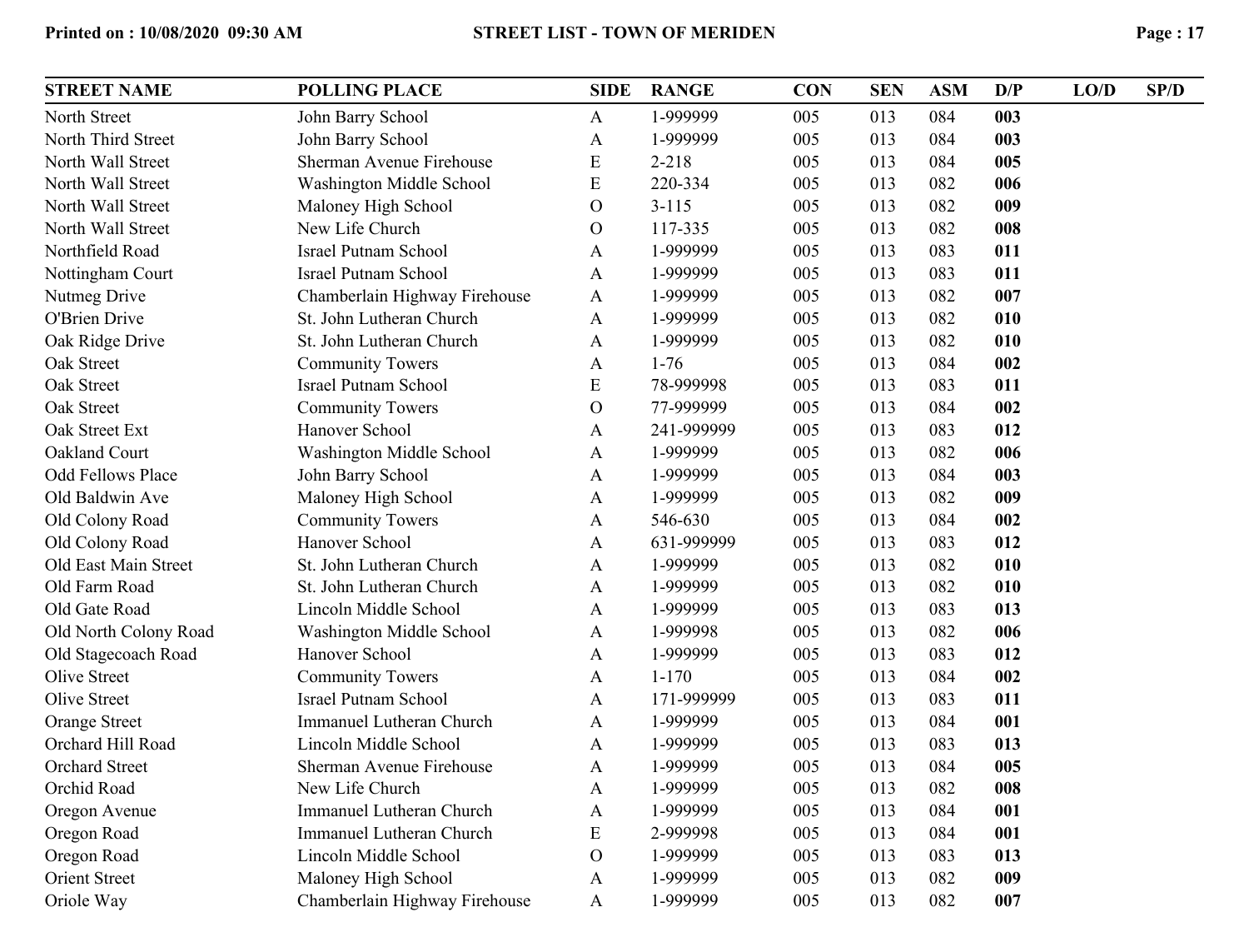| STREET NAME | POLLING PLACE | SIDE | RANGE | CON | SEN | ASM | D/P | LO/D | SP/D |
|---|---|---|---|---|---|---|---|---|---|
| North Street | John Barry School | A | 1-999999 | 005 | 013 | 084 | **003** | | |
| North Third Street | John Barry School | A | 1-999999 | 005 | 013 | 084 | **003** | | |
| North Wall Street | Sherman Avenue Firehouse | E | 2-218 | 005 | 013 | 084 | **005** | | |
| North Wall Street | Washington Middle School | E | 220-334 | 005 | 013 | 082 | **006** | | |
| North Wall Street | Maloney High School | O | 3-115 | 005 | 013 | 082 | **009** | | |
| North Wall Street | New Life Church | O | 117-335 | 005 | 013 | 082 | **008** | | |
| Northfield Road | Israel Putnam School | A | 1-999999 | 005 | 013 | 083 | **011** | | |
| Nottingham Court | Israel Putnam School | A | 1-999999 | 005 | 013 | 083 | **011** | | |
| Nutmeg Drive | Chamberlain Highway Firehouse | A | 1-999999 | 005 | 013 | 082 | **007** | | |
| O'Brien Drive | St. John Lutheran Church | A | 1-999999 | 005 | 013 | 082 | **010** | | |
| Oak Ridge Drive | St. John Lutheran Church | A | 1-999999 | 005 | 013 | 082 | **010** | | |
| Oak Street | Community Towers | A | 1-76 | 005 | 013 | 084 | **002** | | |
| Oak Street | Israel Putnam School | E | 78-999998 | 005 | 013 | 083 | **011** | | |
| Oak Street | Community Towers | O | 77-999999 | 005 | 013 | 084 | **002** | | |
| Oak Street Ext | Hanover School | A | 241-999999 | 005 | 013 | 083 | **012** | | |
| Oakland Court | Washington Middle School | A | 1-999999 | 005 | 013 | 082 | **006** | | |
| Odd Fellows Place | John Barry School | A | 1-999999 | 005 | 013 | 084 | **003** | | |
| Old Baldwin Ave | Maloney High School | A | 1-999999 | 005 | 013 | 082 | **009** | | |
| Old Colony Road | Community Towers | A | 546-630 | 005 | 013 | 084 | **002** | | |
| Old Colony Road | Hanover School | A | 631-999999 | 005 | 013 | 083 | **012** | | |
| Old East Main Street | St. John Lutheran Church | A | 1-999999 | 005 | 013 | 082 | **010** | | |
| Old Farm Road | St. John Lutheran Church | A | 1-999999 | 005 | 013 | 082 | **010** | | |
| Old Gate Road | Lincoln Middle School | A | 1-999999 | 005 | 013 | 083 | **013** | | |
| Old North Colony Road | Washington Middle School | A | 1-999998 | 005 | 013 | 082 | **006** | | |
| Old Stagecoach Road | Hanover School | A | 1-999999 | 005 | 013 | 083 | **012** | | |
| Olive Street | Community Towers | A | 1-170 | 005 | 013 | 084 | **002** | | |
| Olive Street | Israel Putnam School | A | 171-999999 | 005 | 013 | 083 | **011** | | |
| Orange Street | Immanuel Lutheran Church | A | 1-999999 | 005 | 013 | 084 | **001** | | |
| Orchard Hill Road | Lincoln Middle School | A | 1-999999 | 005 | 013 | 083 | **013** | | |
| Orchard Street | Sherman Avenue Firehouse | A | 1-999999 | 005 | 013 | 084 | **005** | | |
| Orchid Road | New Life Church | A | 1-999999 | 005 | 013 | 082 | **008** | | |
| Oregon Avenue | Immanuel Lutheran Church | A | 1-999999 | 005 | 013 | 084 | **001** | | |
| Oregon Road | Immanuel Lutheran Church | E | 2-999998 | 005 | 013 | 084 | **001** | | |
| Oregon Road | Lincoln Middle School | O | 1-999999 | 005 | 013 | 083 | **013** | | |
| Orient Street | Maloney High School | A | 1-999999 | 005 | 013 | 082 | **009** | | |
| Oriole Way | Chamberlain Highway Firehouse | A | 1-999999 | 005 | 013 | 082 | **007** | | |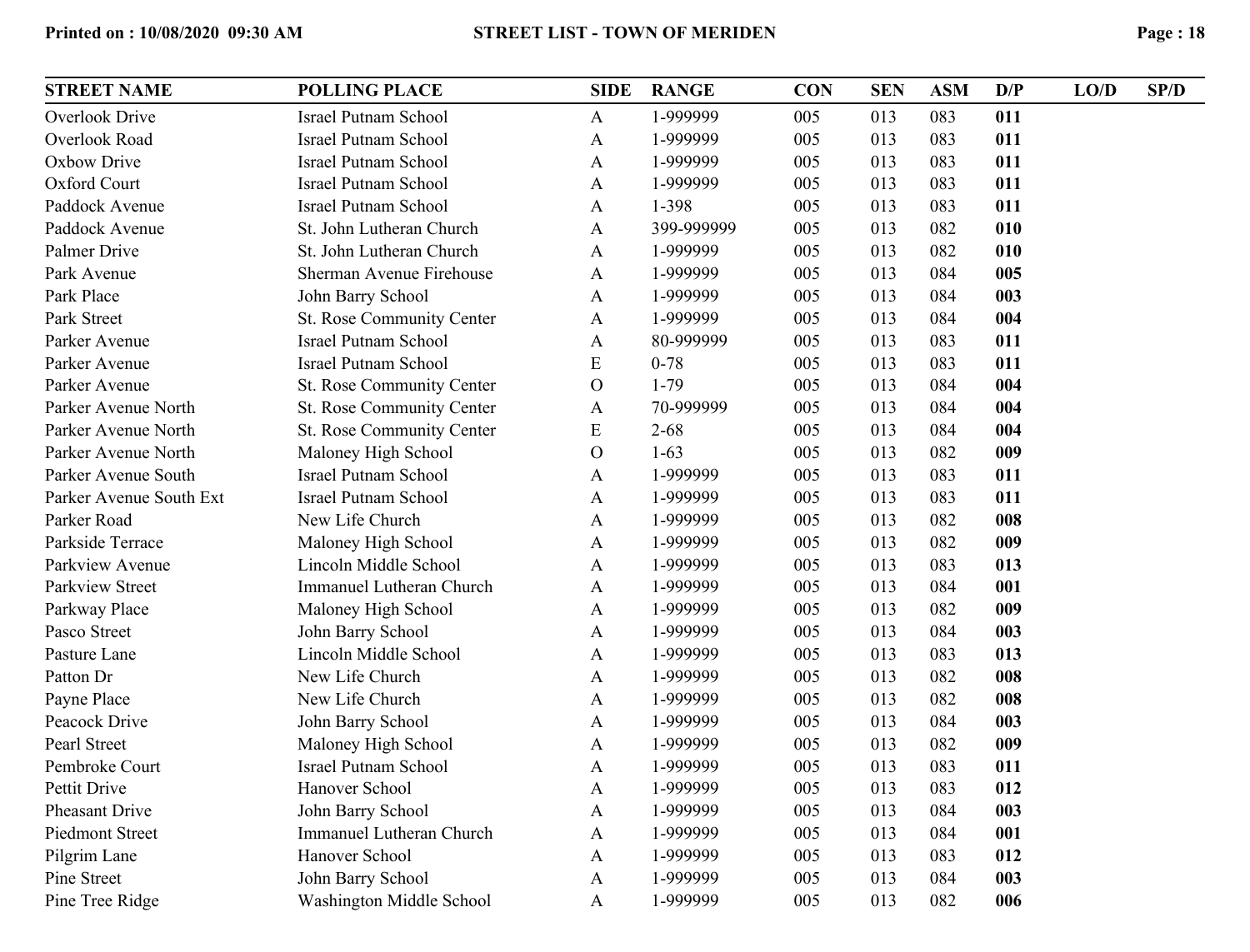| STREET NAME | POLLING PLACE | SIDE | RANGE | CON | SEN | ASM | D/P | LO/D | SP/D |
|---|---|---|---|---|---|---|---|---|---|
| Overlook Drive | Israel Putnam School | A | 1-999999 | 005 | 013 | 083 | **011** | | |
| Overlook Road | Israel Putnam School | A | 1-999999 | 005 | 013 | 083 | **011** | | |
| Oxbow Drive | Israel Putnam School | A | 1-999999 | 005 | 013 | 083 | **011** | | |
| Oxford Court | Israel Putnam School | A | 1-999999 | 005 | 013 | 083 | **011** | | |
| Paddock Avenue | Israel Putnam School | A | 1-398 | 005 | 013 | 083 | **011** | | |
| Paddock Avenue | St. John Lutheran Church | A | 399-999999 | 005 | 013 | 082 | **010** | | |
| Palmer Drive | St. John Lutheran Church | A | 1-999999 | 005 | 013 | 082 | **010** | | |
| Park Avenue | Sherman Avenue Firehouse | A | 1-999999 | 005 | 013 | 084 | **005** | | |
| Park Place | John Barry School | A | 1-999999 | 005 | 013 | 084 | **003** | | |
| Park Street | St. Rose Community Center | A | 1-999999 | 005 | 013 | 084 | **004** | | |
| Parker Avenue | Israel Putnam School | A | 80-999999 | 005 | 013 | 083 | **011** | | |
| Parker Avenue | Israel Putnam School | E | 0-78 | 005 | 013 | 083 | **011** | | |
| Parker Avenue | St. Rose Community Center | O | 1-79 | 005 | 013 | 084 | **004** | | |
| Parker Avenue North | St. Rose Community Center | A | 70-999999 | 005 | 013 | 084 | **004** | | |
| Parker Avenue North | St. Rose Community Center | E | 2-68 | 005 | 013 | 084 | **004** | | |
| Parker Avenue North | Maloney High School | O | 1-63 | 005 | 013 | 082 | **009** | | |
| Parker Avenue South | Israel Putnam School | A | 1-999999 | 005 | 013 | 083 | **011** | | |
| Parker Avenue South Ext | Israel Putnam School | A | 1-999999 | 005 | 013 | 083 | **011** | | |
| Parker Road | New Life Church | A | 1-999999 | 005 | 013 | 082 | **008** | | |
| Parkside Terrace | Maloney High School | A | 1-999999 | 005 | 013 | 082 | **009** | | |
| Parkview Avenue | Lincoln Middle School | A | 1-999999 | 005 | 013 | 083 | **013** | | |
| Parkview Street | Immanuel Lutheran Church | A | 1-999999 | 005 | 013 | 084 | **001** | | |
| Parkway Place | Maloney High School | A | 1-999999 | 005 | 013 | 082 | **009** | | |
| Pasco Street | John Barry School | A | 1-999999 | 005 | 013 | 084 | **003** | | |
| Pasture Lane | Lincoln Middle School | A | 1-999999 | 005 | 013 | 083 | **013** | | |
| Patton Dr | New Life Church | A | 1-999999 | 005 | 013 | 082 | **008** | | |
| Payne Place | New Life Church | A | 1-999999 | 005 | 013 | 082 | **008** | | |
| Peacock Drive | John Barry School | A | 1-999999 | 005 | 013 | 084 | **003** | | |
| Pearl Street | Maloney High School | A | 1-999999 | 005 | 013 | 082 | **009** | | |
| Pembroke Court | Israel Putnam School | A | 1-999999 | 005 | 013 | 083 | **011** | | |
| Pettit Drive | Hanover School | A | 1-999999 | 005 | 013 | 083 | **012** | | |
| Pheasant Drive | John Barry School | A | 1-999999 | 005 | 013 | 084 | **003** | | |
| Piedmont Street | Immanuel Lutheran Church | A | 1-999999 | 005 | 013 | 084 | **001** | | |
| Pilgrim Lane | Hanover School | A | 1-999999 | 005 | 013 | 083 | **012** | | |
| Pine Street | John Barry School | A | 1-999999 | 005 | 013 | 084 | **003** | | |
| Pine Tree Ridge | Washington Middle School | A | 1-999999 | 005 | 013 | 082 | **006** | | |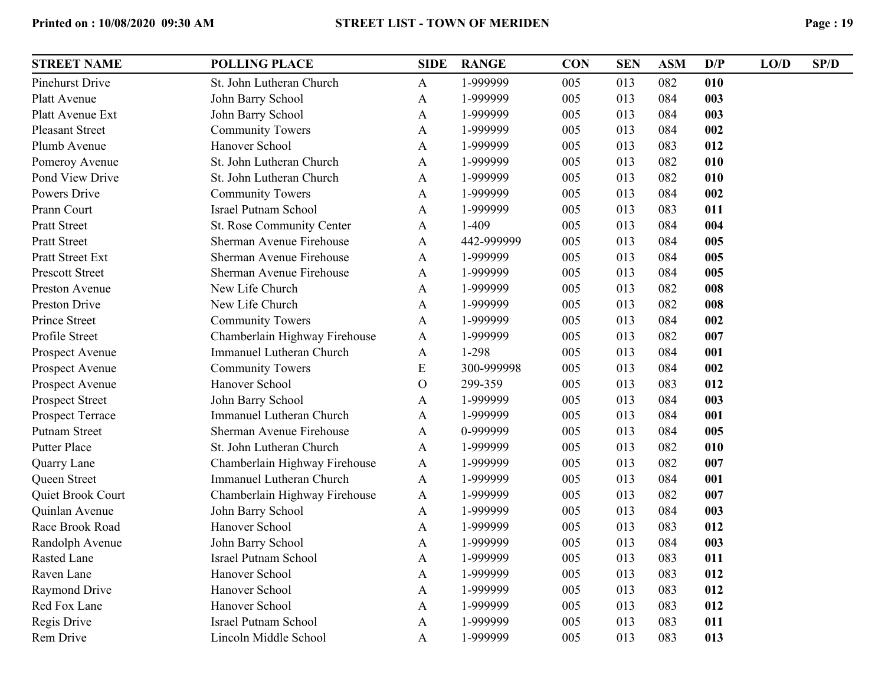| STREET NAME | POLLING PLACE | SIDE | RANGE | CON | SEN | ASM | D/P | LO/D | SP/D |
|---|---|---|---|---|---|---|---|---|---|
| Pinehurst Drive | St. John Lutheran Church | A | 1-999999 | 005 | 013 | 082 | **010** | | |
| Platt Avenue | John Barry School | A | 1-999999 | 005 | 013 | 084 | **003** | | |
| Platt Avenue Ext | John Barry School | A | 1-999999 | 005 | 013 | 084 | **003** | | |
| Pleasant Street | Community Towers | A | 1-999999 | 005 | 013 | 084 | **002** | | |
| Plumb Avenue | Hanover School | A | 1-999999 | 005 | 013 | 083 | **012** | | |
| Pomeroy Avenue | St. John Lutheran Church | A | 1-999999 | 005 | 013 | 082 | **010** | | |
| Pond View Drive | St. John Lutheran Church | A | 1-999999 | 005 | 013 | 082 | **010** | | |
| Powers Drive | Community Towers | A | 1-999999 | 005 | 013 | 084 | **002** | | |
| Prann Court | Israel Putnam School | A | 1-999999 | 005 | 013 | 083 | **011** | | |
| Pratt Street | St. Rose Community Center | A | 1-409 | 005 | 013 | 084 | **004** | | |
| Pratt Street | Sherman Avenue Firehouse | A | 442-999999 | 005 | 013 | 084 | **005** | | |
| Pratt Street Ext | Sherman Avenue Firehouse | A | 1-999999 | 005 | 013 | 084 | **005** | | |
| Prescott Street | Sherman Avenue Firehouse | A | 1-999999 | 005 | 013 | 084 | **005** | | |
| Preston Avenue | New Life Church | A | 1-999999 | 005 | 013 | 082 | **008** | | |
| Preston Drive | New Life Church | A | 1-999999 | 005 | 013 | 082 | **008** | | |
| Prince Street | Community Towers | A | 1-999999 | 005 | 013 | 084 | **002** | | |
| Profile Street | Chamberlain Highway Firehouse | A | 1-999999 | 005 | 013 | 082 | **007** | | |
| Prospect Avenue | Immanuel Lutheran Church | A | 1-298 | 005 | 013 | 084 | **001** | | |
| Prospect Avenue | Community Towers | E | 300-999998 | 005 | 013 | 084 | **002** | | |
| Prospect Avenue | Hanover School | O | 299-359 | 005 | 013 | 083 | **012** | | |
| Prospect Street | John Barry School | A | 1-999999 | 005 | 013 | 084 | **003** | | |
| Prospect Terrace | Immanuel Lutheran Church | A | 1-999999 | 005 | 013 | 084 | **001** | | |
| Putnam Street | Sherman Avenue Firehouse | A | 0-999999 | 005 | 013 | 084 | **005** | | |
| Putter Place | St. John Lutheran Church | A | 1-999999 | 005 | 013 | 082 | **010** | | |
| Quarry Lane | Chamberlain Highway Firehouse | A | 1-999999 | 005 | 013 | 082 | **007** | | |
| Queen Street | Immanuel Lutheran Church | A | 1-999999 | 005 | 013 | 084 | **001** | | |
| Quiet Brook Court | Chamberlain Highway Firehouse | A | 1-999999 | 005 | 013 | 082 | **007** | | |
| Quinlan Avenue | John Barry School | A | 1-999999 | 005 | 013 | 084 | **003** | | |
| Race Brook Road | Hanover School | A | 1-999999 | 005 | 013 | 083 | **012** | | |
| Randolph Avenue | John Barry School | A | 1-999999 | 005 | 013 | 084 | **003** | | |
| Rasted Lane | Israel Putnam School | A | 1-999999 | 005 | 013 | 083 | **011** | | |
| Raven Lane | Hanover School | A | 1-999999 | 005 | 013 | 083 | **012** | | |
| Raymond Drive | Hanover School | A | 1-999999 | 005 | 013 | 083 | **012** | | |
| Red Fox Lane | Hanover School | A | 1-999999 | 005 | 013 | 083 | **012** | | |
| Regis Drive | Israel Putnam School | A | 1-999999 | 005 | 013 | 083 | **011** | | |
| Rem Drive | Lincoln Middle School | A | 1-999999 | 005 | 013 | 083 | **013** | | |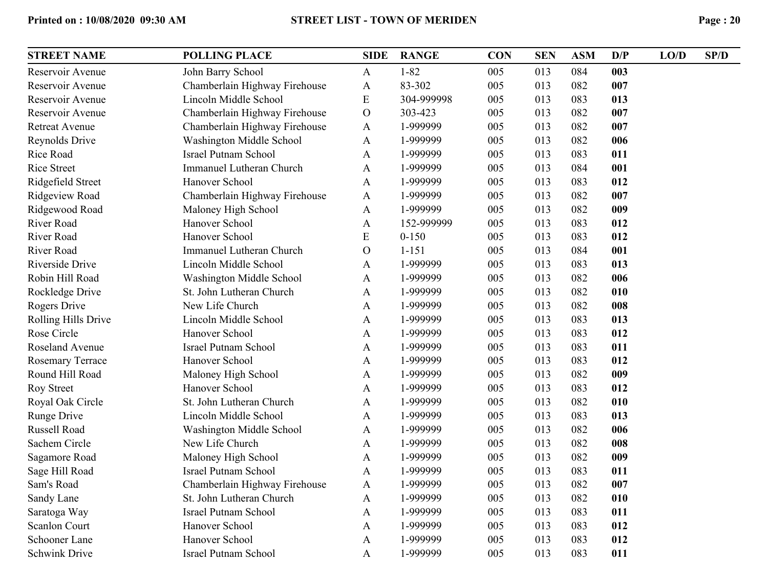| STREET NAME | POLLING PLACE | SIDE | RANGE | CON | SEN | ASM | D/P | LO/D | SP/D |
|---|---|---|---|---|---|---|---|---|---|
| Reservoir Avenue | John Barry School | A | 1-82 | 005 | 013 | 084 | **003** | | |
| Reservoir Avenue | Chamberlain Highway Firehouse | A | 83-302 | 005 | 013 | 082 | **007** | | |
| Reservoir Avenue | Lincoln Middle School | E | 304-999998 | 005 | 013 | 083 | **013** | | |
| Reservoir Avenue | Chamberlain Highway Firehouse | O | 303-423 | 005 | 013 | 082 | **007** | | |
| Retreat Avenue | Chamberlain Highway Firehouse | A | 1-999999 | 005 | 013 | 082 | **007** | | |
| Reynolds Drive | Washington Middle School | A | 1-999999 | 005 | 013 | 082 | **006** | | |
| Rice Road | Israel Putnam School | A | 1-999999 | 005 | 013 | 083 | **011** | | |
| Rice Street | Immanuel Lutheran Church | A | 1-999999 | 005 | 013 | 084 | **001** | | |
| Ridgefield Street | Hanover School | A | 1-999999 | 005 | 013 | 083 | **012** | | |
| Ridgeview Road | Chamberlain Highway Firehouse | A | 1-999999 | 005 | 013 | 082 | **007** | | |
| Ridgewood Road | Maloney High School | A | 1-999999 | 005 | 013 | 082 | **009** | | |
| River Road | Hanover School | A | 152-999999 | 005 | 013 | 083 | **012** | | |
| River Road | Hanover School | E | 0-150 | 005 | 013 | 083 | **012** | | |
| River Road | Immanuel Lutheran Church | O | 1-151 | 005 | 013 | 084 | **001** | | |
| Riverside Drive | Lincoln Middle School | A | 1-999999 | 005 | 013 | 083 | **013** | | |
| Robin Hill Road | Washington Middle School | A | 1-999999 | 005 | 013 | 082 | **006** | | |
| Rockledge Drive | St. John Lutheran Church | A | 1-999999 | 005 | 013 | 082 | **010** | | |
| Rogers Drive | New Life Church | A | 1-999999 | 005 | 013 | 082 | **008** | | |
| Rolling Hills Drive | Lincoln Middle School | A | 1-999999 | 005 | 013 | 083 | **013** | | |
| Rose Circle | Hanover School | A | 1-999999 | 005 | 013 | 083 | **012** | | |
| Roseland Avenue | Israel Putnam School | A | 1-999999 | 005 | 013 | 083 | **011** | | |
| Rosemary Terrace | Hanover School | A | 1-999999 | 005 | 013 | 083 | **012** | | |
| Round Hill Road | Maloney High School | A | 1-999999 | 005 | 013 | 082 | **009** | | |
| Roy Street | Hanover School | A | 1-999999 | 005 | 013 | 083 | **012** | | |
| Royal Oak Circle | St. John Lutheran Church | A | 1-999999 | 005 | 013 | 082 | **010** | | |
| Runge Drive | Lincoln Middle School | A | 1-999999 | 005 | 013 | 083 | **013** | | |
| Russell Road | Washington Middle School | A | 1-999999 | 005 | 013 | 082 | **006** | | |
| Sachem Circle | New Life Church | A | 1-999999 | 005 | 013 | 082 | **008** | | |
| Sagamore Road | Maloney High School | A | 1-999999 | 005 | 013 | 082 | **009** | | |
| Sage Hill Road | Israel Putnam School | A | 1-999999 | 005 | 013 | 083 | **011** | | |
| Sam's Road | Chamberlain Highway Firehouse | A | 1-999999 | 005 | 013 | 082 | **007** | | |
| Sandy Lane | St. John Lutheran Church | A | 1-999999 | 005 | 013 | 082 | **010** | | |
| Saratoga Way | Israel Putnam School | A | 1-999999 | 005 | 013 | 083 | **011** | | |
| Scanlon Court | Hanover School | A | 1-999999 | 005 | 013 | 083 | **012** | | |
| Schooner Lane | Hanover School | A | 1-999999 | 005 | 013 | 083 | **012** | | |
| Schwink Drive | Israel Putnam School | A | 1-999999 | 005 | 013 | 083 | **011** | | |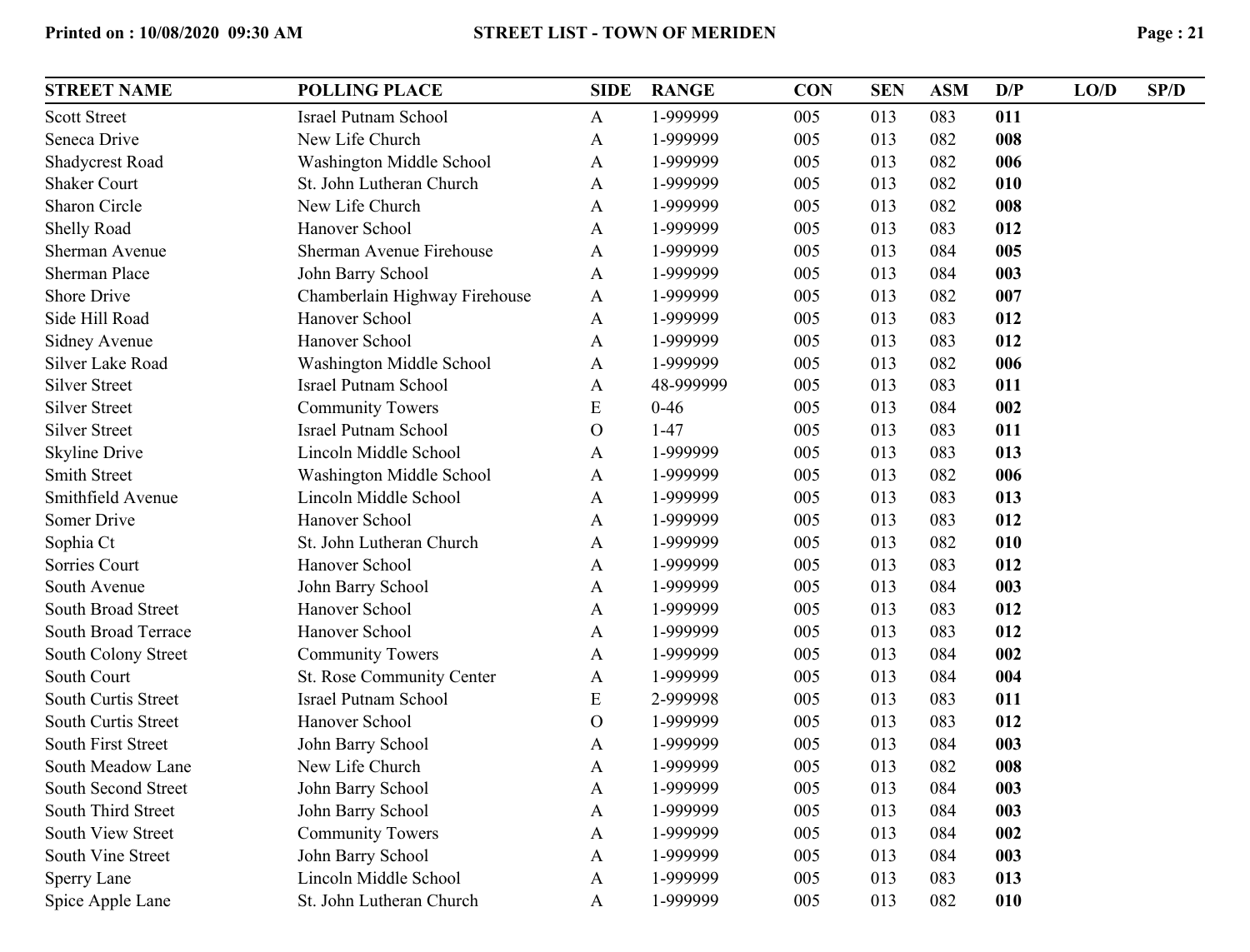| STREET NAME | POLLING PLACE | SIDE | RANGE | CON | SEN | ASM | D/P | LO/D | SP/D |
|---|---|---|---|---|---|---|---|---|---|
| Scott Street | Israel Putnam School | A | 1-999999 | 005 | 013 | 083 | **011** | | |
| Seneca Drive | New Life Church | A | 1-999999 | 005 | 013 | 082 | **008** | | |
| Shadycrest Road | Washington Middle School | A | 1-999999 | 005 | 013 | 082 | **006** | | |
| Shaker Court | St. John Lutheran Church | A | 1-999999 | 005 | 013 | 082 | **010** | | |
| Sharon Circle | New Life Church | A | 1-999999 | 005 | 013 | 082 | **008** | | |
| Shelly Road | Hanover School | A | 1-999999 | 005 | 013 | 083 | **012** | | |
| Sherman Avenue | Sherman Avenue Firehouse | A | 1-999999 | 005 | 013 | 084 | **005** | | |
| Sherman Place | John Barry School | A | 1-999999 | 005 | 013 | 084 | **003** | | |
| Shore Drive | Chamberlain Highway Firehouse | A | 1-999999 | 005 | 013 | 082 | **007** | | |
| Side Hill Road | Hanover School | A | 1-999999 | 005 | 013 | 083 | **012** | | |
| Sidney Avenue | Hanover School | A | 1-999999 | 005 | 013 | 083 | **012** | | |
| Silver Lake Road | Washington Middle School | A | 1-999999 | 005 | 013 | 082 | **006** | | |
| Silver Street | Israel Putnam School | A | 48-999999 | 005 | 013 | 083 | **011** | | |
| Silver Street | Community Towers | E | 0-46 | 005 | 013 | 084 | **002** | | |
| Silver Street | Israel Putnam School | O | 1-47 | 005 | 013 | 083 | **011** | | |
| Skyline Drive | Lincoln Middle School | A | 1-999999 | 005 | 013 | 083 | **013** | | |
| Smith Street | Washington Middle School | A | 1-999999 | 005 | 013 | 082 | **006** | | |
| Smithfield Avenue | Lincoln Middle School | A | 1-999999 | 005 | 013 | 083 | **013** | | |
| Somer Drive | Hanover School | A | 1-999999 | 005 | 013 | 083 | **012** | | |
| Sophia Ct | St. John Lutheran Church | A | 1-999999 | 005 | 013 | 082 | **010** | | |
| Sorries Court | Hanover School | A | 1-999999 | 005 | 013 | 083 | **012** | | |
| South Avenue | John Barry School | A | 1-999999 | 005 | 013 | 084 | **003** | | |
| South Broad Street | Hanover School | A | 1-999999 | 005 | 013 | 083 | **012** | | |
| South Broad Terrace | Hanover School | A | 1-999999 | 005 | 013 | 083 | **012** | | |
| South Colony Street | Community Towers | A | 1-999999 | 005 | 013 | 084 | **002** | | |
| South Court | St. Rose Community Center | A | 1-999999 | 005 | 013 | 084 | **004** | | |
| South Curtis Street | Israel Putnam School | E | 2-999998 | 005 | 013 | 083 | **011** | | |
| South Curtis Street | Hanover School | O | 1-999999 | 005 | 013 | 083 | **012** | | |
| South First Street | John Barry School | A | 1-999999 | 005 | 013 | 084 | **003** | | |
| South Meadow Lane | New Life Church | A | 1-999999 | 005 | 013 | 082 | **008** | | |
| South Second Street | John Barry School | A | 1-999999 | 005 | 013 | 084 | **003** | | |
| South Third Street | John Barry School | A | 1-999999 | 005 | 013 | 084 | **003** | | |
| South View Street | Community Towers | A | 1-999999 | 005 | 013 | 084 | **002** | | |
| South Vine Street | John Barry School | A | 1-999999 | 005 | 013 | 084 | **003** | | |
| Sperry Lane | Lincoln Middle School | A | 1-999999 | 005 | 013 | 083 | **013** | | |
| Spice Apple Lane | St. John Lutheran Church | A | 1-999999 | 005 | 013 | 082 | **010** | | |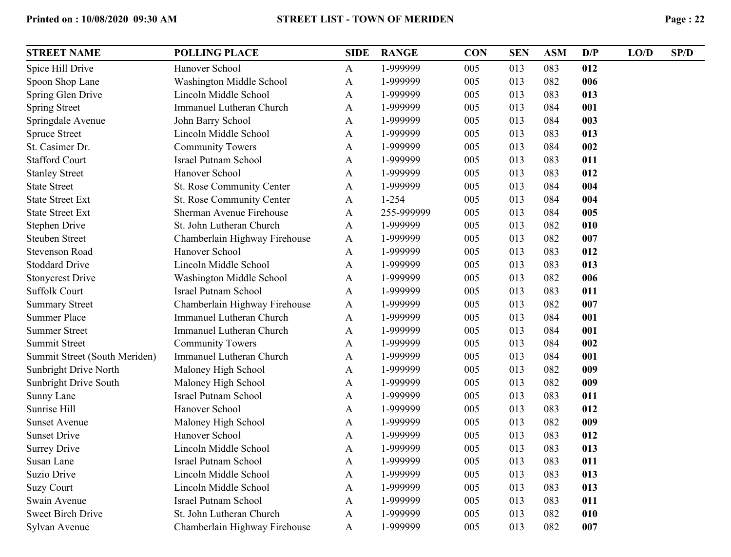| STREET NAME | POLLING PLACE | SIDE | RANGE | CON | SEN | ASM | D/P | LO/D | SP/D |
|---|---|---|---|---|---|---|---|---|---|
| Spice Hill Drive | Hanover School | A | 1-999999 | 005 | 013 | 083 | **012** | | |
| Spoon Shop Lane | Washington Middle School | A | 1-999999 | 005 | 013 | 082 | **006** | | |
| Spring Glen Drive | Lincoln Middle School | A | 1-999999 | 005 | 013 | 083 | **013** | | |
| Spring Street | Immanuel Lutheran Church | A | 1-999999 | 005 | 013 | 084 | **001** | | |
| Springdale Avenue | John Barry School | A | 1-999999 | 005 | 013 | 084 | **003** | | |
| Spruce Street | Lincoln Middle School | A | 1-999999 | 005 | 013 | 083 | **013** | | |
| St. Casimer Dr. | Community Towers | A | 1-999999 | 005 | 013 | 084 | **002** | | |
| Stafford Court | Israel Putnam School | A | 1-999999 | 005 | 013 | 083 | **011** | | |
| Stanley Street | Hanover School | A | 1-999999 | 005 | 013 | 083 | **012** | | |
| State Street | St. Rose Community Center | A | 1-999999 | 005 | 013 | 084 | **004** | | |
| State Street Ext | St. Rose Community Center | A | 1-254 | 005 | 013 | 084 | **004** | | |
| State Street Ext | Sherman Avenue Firehouse | A | 255-999999 | 005 | 013 | 084 | **005** | | |
| Stephen Drive | St. John Lutheran Church | A | 1-999999 | 005 | 013 | 082 | **010** | | |
| Steuben Street | Chamberlain Highway Firehouse | A | 1-999999 | 005 | 013 | 082 | **007** | | |
| Stevenson Road | Hanover School | A | 1-999999 | 005 | 013 | 083 | **012** | | |
| Stoddard Drive | Lincoln Middle School | A | 1-999999 | 005 | 013 | 083 | **013** | | |
| Stonycrest Drive | Washington Middle School | A | 1-999999 | 005 | 013 | 082 | **006** | | |
| Suffolk Court | Israel Putnam School | A | 1-999999 | 005 | 013 | 083 | **011** | | |
| Summary Street | Chamberlain Highway Firehouse | A | 1-999999 | 005 | 013 | 082 | **007** | | |
| Summer Place | Immanuel Lutheran Church | A | 1-999999 | 005 | 013 | 084 | **001** | | |
| Summer Street | Immanuel Lutheran Church | A | 1-999999 | 005 | 013 | 084 | **001** | | |
| Summit Street | Community Towers | A | 1-999999 | 005 | 013 | 084 | **002** | | |
| Summit Street (South Meriden) | Immanuel Lutheran Church | A | 1-999999 | 005 | 013 | 084 | **001** | | |
| Sunbright Drive North | Maloney High School | A | 1-999999 | 005 | 013 | 082 | **009** | | |
| Sunbright Drive South | Maloney High School | A | 1-999999 | 005 | 013 | 082 | **009** | | |
| Sunny Lane | Israel Putnam School | A | 1-999999 | 005 | 013 | 083 | **011** | | |
| Sunrise Hill | Hanover School | A | 1-999999 | 005 | 013 | 083 | **012** | | |
| Sunset Avenue | Maloney High School | A | 1-999999 | 005 | 013 | 082 | **009** | | |
| Sunset Drive | Hanover School | A | 1-999999 | 005 | 013 | 083 | **012** | | |
| Surrey Drive | Lincoln Middle School | A | 1-999999 | 005 | 013 | 083 | **013** | | |
| Susan Lane | Israel Putnam School | A | 1-999999 | 005 | 013 | 083 | **011** | | |
| Suzio Drive | Lincoln Middle School | A | 1-999999 | 005 | 013 | 083 | **013** | | |
| Suzy Court | Lincoln Middle School | A | 1-999999 | 005 | 013 | 083 | **013** | | |
| Swain Avenue | Israel Putnam School | A | 1-999999 | 005 | 013 | 083 | **011** | | |
| Sweet Birch Drive | St. John Lutheran Church | A | 1-999999 | 005 | 013 | 082 | **010** | | |
| Sylvan Avenue | Chamberlain Highway Firehouse | A | 1-999999 | 005 | 013 | 082 | **007** | | |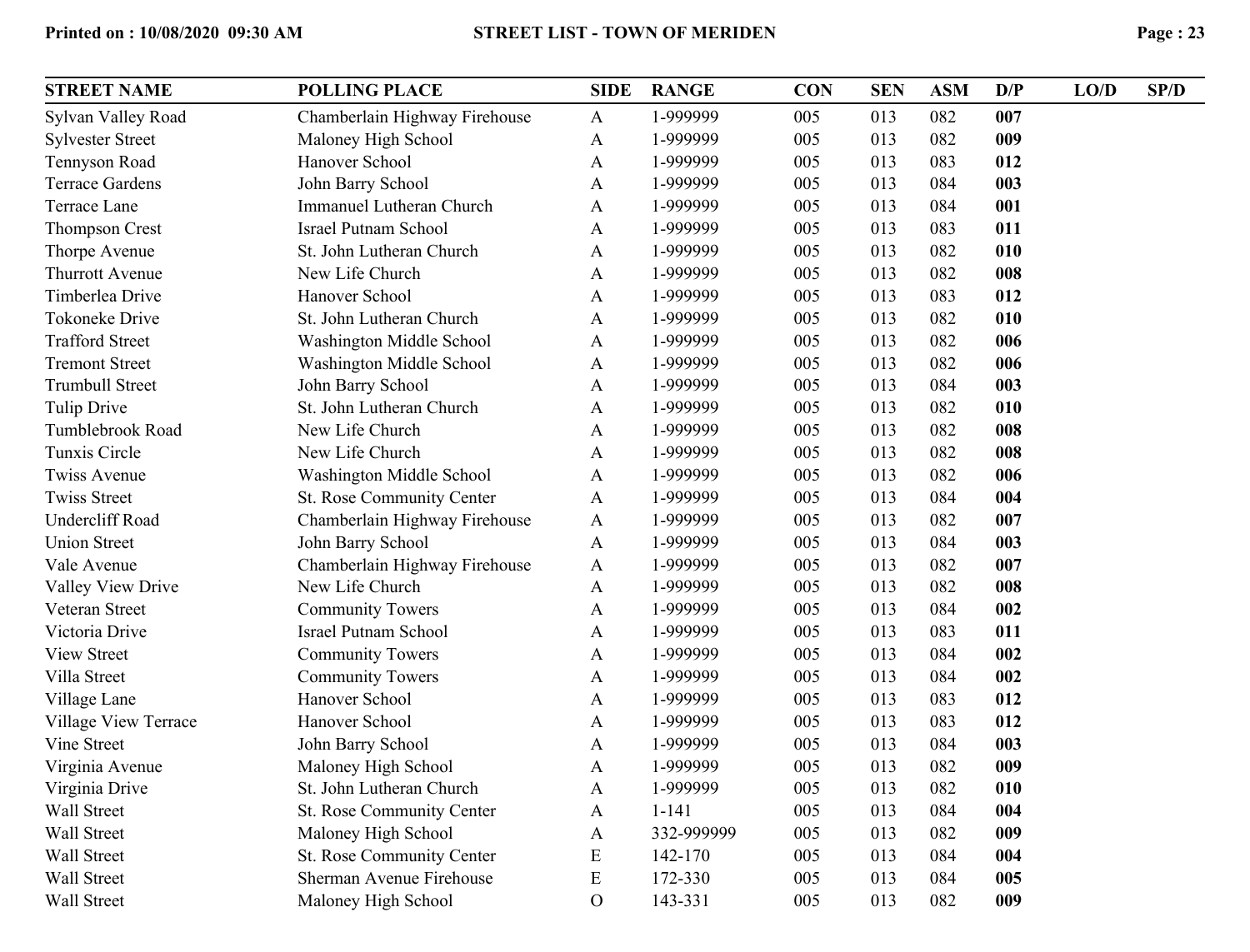| STREET NAME | POLLING PLACE | SIDE | RANGE | CON | SEN | ASM | D/P | LO/D | SP/D |
|---|---|---|---|---|---|---|---|---|---|
| Sylvan Valley Road | Chamberlain Highway Firehouse | A | 1-999999 | 005 | 013 | 082 | **007** | | |
| Sylvester Street | Maloney High School | A | 1-999999 | 005 | 013 | 082 | **009** | | |
| Tennyson Road | Hanover School | A | 1-999999 | 005 | 013 | 083 | **012** | | |
| Terrace Gardens | John Barry School | A | 1-999999 | 005 | 013 | 084 | **003** | | |
| Terrace Lane | Immanuel Lutheran Church | A | 1-999999 | 005 | 013 | 084 | **001** | | |
| Thompson Crest | Israel Putnam School | A | 1-999999 | 005 | 013 | 083 | **011** | | |
| Thorpe Avenue | St. John Lutheran Church | A | 1-999999 | 005 | 013 | 082 | **010** | | |
| Thurrott Avenue | New Life Church | A | 1-999999 | 005 | 013 | 082 | **008** | | |
| Timberlea Drive | Hanover School | A | 1-999999 | 005 | 013 | 083 | **012** | | |
| Tokoneke Drive | St. John Lutheran Church | A | 1-999999 | 005 | 013 | 082 | **010** | | |
| Trafford Street | Washington Middle School | A | 1-999999 | 005 | 013 | 082 | **006** | | |
| Tremont Street | Washington Middle School | A | 1-999999 | 005 | 013 | 082 | **006** | | |
| Trumbull Street | John Barry School | A | 1-999999 | 005 | 013 | 084 | **003** | | |
| Tulip Drive | St. John Lutheran Church | A | 1-999999 | 005 | 013 | 082 | **010** | | |
| Tumblebrook Road | New Life Church | A | 1-999999 | 005 | 013 | 082 | **008** | | |
| Tunxis Circle | New Life Church | A | 1-999999 | 005 | 013 | 082 | **008** | | |
| Twiss Avenue | Washington Middle School | A | 1-999999 | 005 | 013 | 082 | **006** | | |
| Twiss Street | St. Rose Community Center | A | 1-999999 | 005 | 013 | 084 | **004** | | |
| Undercliff Road | Chamberlain Highway Firehouse | A | 1-999999 | 005 | 013 | 082 | **007** | | |
| Union Street | John Barry School | A | 1-999999 | 005 | 013 | 084 | **003** | | |
| Vale Avenue | Chamberlain Highway Firehouse | A | 1-999999 | 005 | 013 | 082 | **007** | | |
| Valley View Drive | New Life Church | A | 1-999999 | 005 | 013 | 082 | **008** | | |
| Veteran Street | Community Towers | A | 1-999999 | 005 | 013 | 084 | **002** | | |
| Victoria Drive | Israel Putnam School | A | 1-999999 | 005 | 013 | 083 | **011** | | |
| View Street | Community Towers | A | 1-999999 | 005 | 013 | 084 | **002** | | |
| Villa Street | Community Towers | A | 1-999999 | 005 | 013 | 084 | **002** | | |
| Village Lane | Hanover School | A | 1-999999 | 005 | 013 | 083 | **012** | | |
| Village View Terrace | Hanover School | A | 1-999999 | 005 | 013 | 083 | **012** | | |
| Vine Street | John Barry School | A | 1-999999 | 005 | 013 | 084 | **003** | | |
| Virginia Avenue | Maloney High School | A | 1-999999 | 005 | 013 | 082 | **009** | | |
| Virginia Drive | St. John Lutheran Church | A | 1-999999 | 005 | 013 | 082 | **010** | | |
| Wall Street | St. Rose Community Center | A | 1-141 | 005 | 013 | 084 | **004** | | |
| Wall Street | Maloney High School | A | 332-999999 | 005 | 013 | 082 | **009** | | |
| Wall Street | St. Rose Community Center | E | 142-170 | 005 | 013 | 084 | **004** | | |
| Wall Street | Sherman Avenue Firehouse | E | 172-330 | 005 | 013 | 084 | **005** | | |
| Wall Street | Maloney High School | O | 143-331 | 005 | 013 | 082 | **009** | | |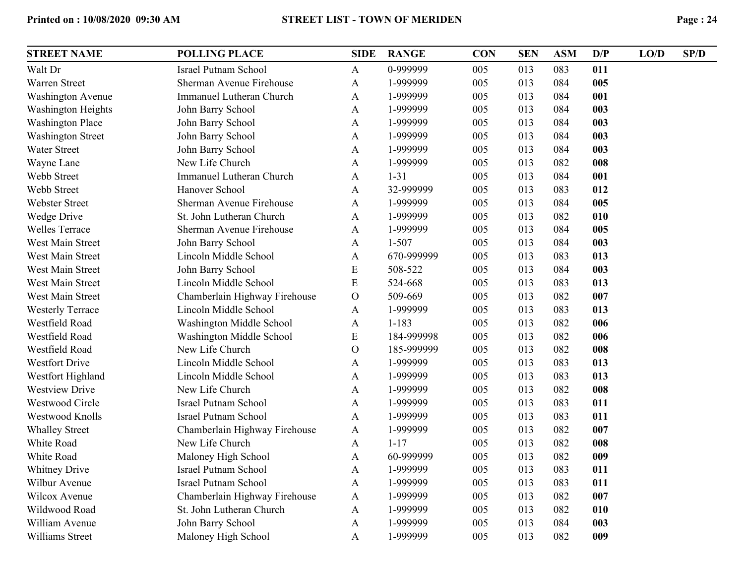| STREET NAME | POLLING PLACE | SIDE | RANGE | CON | SEN | ASM | D/P | LO/D | SP/D |
|---|---|---|---|---|---|---|---|---|---|
| Walt Dr | Israel Putnam School | A | 0-999999 | 005 | 013 | 083 | **011** | | |
| Warren Street | Sherman Avenue Firehouse | A | 1-999999 | 005 | 013 | 084 | **005** | | |
| Washington Avenue | Immanuel Lutheran Church | A | 1-999999 | 005 | 013 | 084 | **001** | | |
| Washington Heights | John Barry School | A | 1-999999 | 005 | 013 | 084 | **003** | | |
| Washington Place | John Barry School | A | 1-999999 | 005 | 013 | 084 | **003** | | |
| Washington Street | John Barry School | A | 1-999999 | 005 | 013 | 084 | **003** | | |
| Water Street | John Barry School | A | 1-999999 | 005 | 013 | 084 | **003** | | |
| Wayne Lane | New Life Church | A | 1-999999 | 005 | 013 | 082 | **008** | | |
| Webb Street | Immanuel Lutheran Church | A | 1-31 | 005 | 013 | 084 | **001** | | |
| Webb Street | Hanover School | A | 32-999999 | 005 | 013 | 083 | **012** | | |
| Webster Street | Sherman Avenue Firehouse | A | 1-999999 | 005 | 013 | 084 | **005** | | |
| Wedge Drive | St. John Lutheran Church | A | 1-999999 | 005 | 013 | 082 | **010** | | |
| Welles Terrace | Sherman Avenue Firehouse | A | 1-999999 | 005 | 013 | 084 | **005** | | |
| West Main Street | John Barry School | A | 1-507 | 005 | 013 | 084 | **003** | | |
| West Main Street | Lincoln Middle School | A | 670-999999 | 005 | 013 | 083 | **013** | | |
| West Main Street | John Barry School | E | 508-522 | 005 | 013 | 084 | **003** | | |
| West Main Street | Lincoln Middle School | E | 524-668 | 005 | 013 | 083 | **013** | | |
| West Main Street | Chamberlain Highway Firehouse | O | 509-669 | 005 | 013 | 082 | **007** | | |
| Westerly Terrace | Lincoln Middle School | A | 1-999999 | 005 | 013 | 083 | **013** | | |
| Westfield Road | Washington Middle School | A | 1-183 | 005 | 013 | 082 | **006** | | |
| Westfield Road | Washington Middle School | E | 184-999998 | 005 | 013 | 082 | **006** | | |
| Westfield Road | New Life Church | O | 185-999999 | 005 | 013 | 082 | **008** | | |
| Westfort Drive | Lincoln Middle School | A | 1-999999 | 005 | 013 | 083 | **013** | | |
| Westfort Highland | Lincoln Middle School | A | 1-999999 | 005 | 013 | 083 | **013** | | |
| Westview Drive | New Life Church | A | 1-999999 | 005 | 013 | 082 | **008** | | |
| Westwood Circle | Israel Putnam School | A | 1-999999 | 005 | 013 | 083 | **011** | | |
| Westwood Knolls | Israel Putnam School | A | 1-999999 | 005 | 013 | 083 | **011** | | |
| Whalley Street | Chamberlain Highway Firehouse | A | 1-999999 | 005 | 013 | 082 | **007** | | |
| White Road | New Life Church | A | 1-17 | 005 | 013 | 082 | **008** | | |
| White Road | Maloney High School | A | 60-999999 | 005 | 013 | 082 | **009** | | |
| Whitney Drive | Israel Putnam School | A | 1-999999 | 005 | 013 | 083 | **011** | | |
| Wilbur Avenue | Israel Putnam School | A | 1-999999 | 005 | 013 | 083 | **011** | | |
| Wilcox Avenue | Chamberlain Highway Firehouse | A | 1-999999 | 005 | 013 | 082 | **007** | | |
| Wildwood Road | St. John Lutheran Church | A | 1-999999 | 005 | 013 | 082 | **010** | | |
| William Avenue | John Barry School | A | 1-999999 | 005 | 013 | 084 | **003** | | |
| Williams Street | Maloney High School | A | 1-999999 | 005 | 013 | 082 | **009** | | |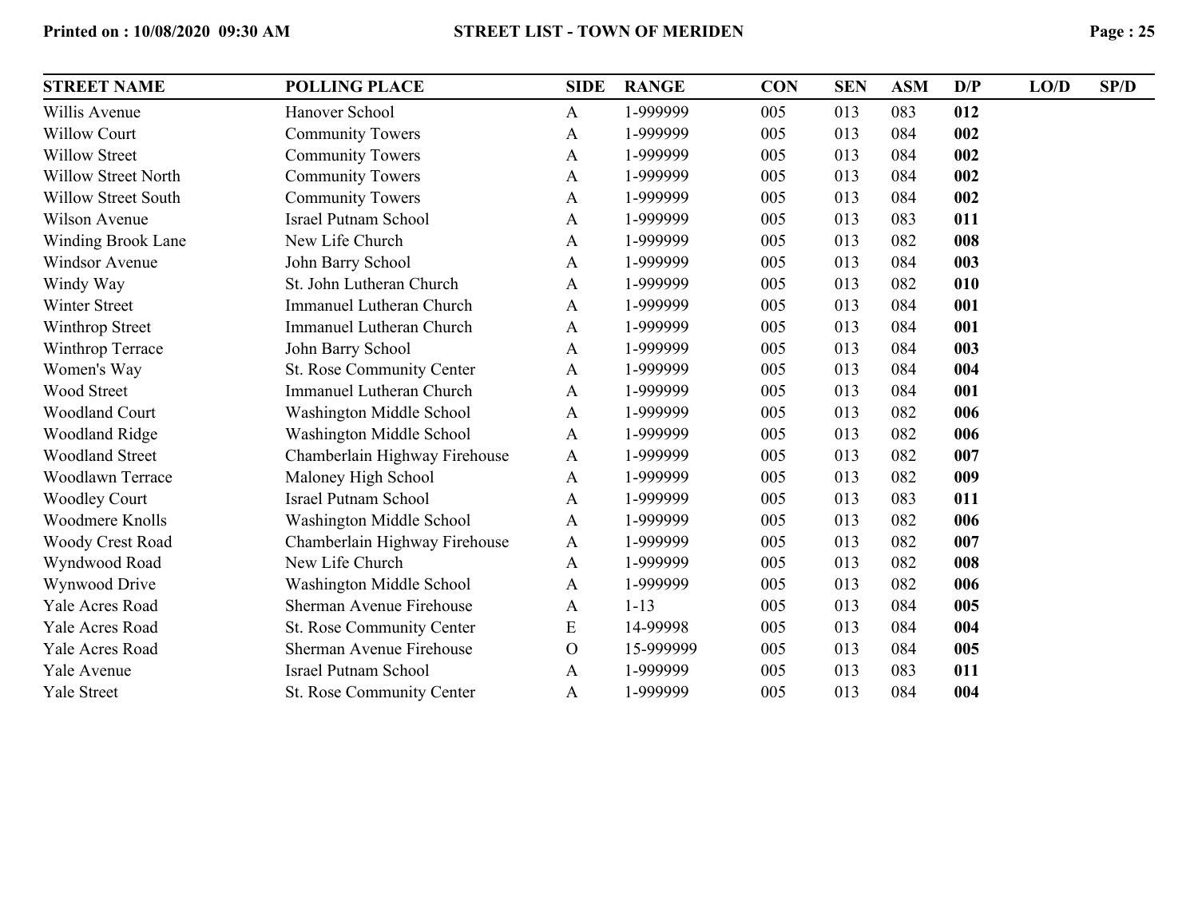| STREET NAME | POLLING PLACE | SIDE | RANGE | CON | SEN | ASM | D/P | LO/D | SP/D |
|---|---|---|---|---|---|---|---|---|---|
| Willis Avenue | Hanover School | A | 1-999999 | 005 | 013 | 083 | **012** | | |
| Willow Court | Community Towers | A | 1-999999 | 005 | 013 | 084 | **002** | | |
| Willow Street | Community Towers | A | 1-999999 | 005 | 013 | 084 | **002** | | |
| Willow Street North | Community Towers | A | 1-999999 | 005 | 013 | 084 | **002** | | |
| Willow Street South | Community Towers | A | 1-999999 | 005 | 013 | 084 | **002** | | |
| Wilson Avenue | Israel Putnam School | A | 1-999999 | 005 | 013 | 083 | **011** | | |
| Winding Brook Lane | New Life Church | A | 1-999999 | 005 | 013 | 082 | **008** | | |
| Windsor Avenue | John Barry School | A | 1-999999 | 005 | 013 | 084 | **003** | | |
| Windy Way | St. John Lutheran Church | A | 1-999999 | 005 | 013 | 082 | **010** | | |
| Winter Street | Immanuel Lutheran Church | A | 1-999999 | 005 | 013 | 084 | **001** | | |
| Winthrop Street | Immanuel Lutheran Church | A | 1-999999 | 005 | 013 | 084 | **001** | | |
| Winthrop Terrace | John Barry School | A | 1-999999 | 005 | 013 | 084 | **003** | | |
| Women's Way | St. Rose Community Center | A | 1-999999 | 005 | 013 | 084 | **004** | | |
| Wood Street | Immanuel Lutheran Church | A | 1-999999 | 005 | 013 | 084 | **001** | | |
| Woodland Court | Washington Middle School | A | 1-999999 | 005 | 013 | 082 | **006** | | |
| Woodland Ridge | Washington Middle School | A | 1-999999 | 005 | 013 | 082 | **006** | | |
| Woodland Street | Chamberlain Highway Firehouse | A | 1-999999 | 005 | 013 | 082 | **007** | | |
| Woodlawn Terrace | Maloney High School | A | 1-999999 | 005 | 013 | 082 | **009** | | |
| Woodley Court | Israel Putnam School | A | 1-999999 | 005 | 013 | 083 | **011** | | |
| Woodmere Knolls | Washington Middle School | A | 1-999999 | 005 | 013 | 082 | **006** | | |
| Woody Crest Road | Chamberlain Highway Firehouse | A | 1-999999 | 005 | 013 | 082 | **007** | | |
| Wyndwood Road | New Life Church | A | 1-999999 | 005 | 013 | 082 | **008** | | |
| Wynwood Drive | Washington Middle School | A | 1-999999 | 005 | 013 | 082 | **006** | | |
| Yale Acres Road | Sherman Avenue Firehouse | A | 1-13 | 005 | 013 | 084 | **005** | | |
| Yale Acres Road | St. Rose Community Center | E | 14-99998 | 005 | 013 | 084 | **004** | | |
| Yale Acres Road | Sherman Avenue Firehouse | O | 15-999999 | 005 | 013 | 084 | **005** | | |
| Yale Avenue | Israel Putnam School | A | 1-999999 | 005 | 013 | 083 | **011** | | |
| Yale Street | St. Rose Community Center | A | 1-999999 | 005 | 013 | 084 | **004** | | |